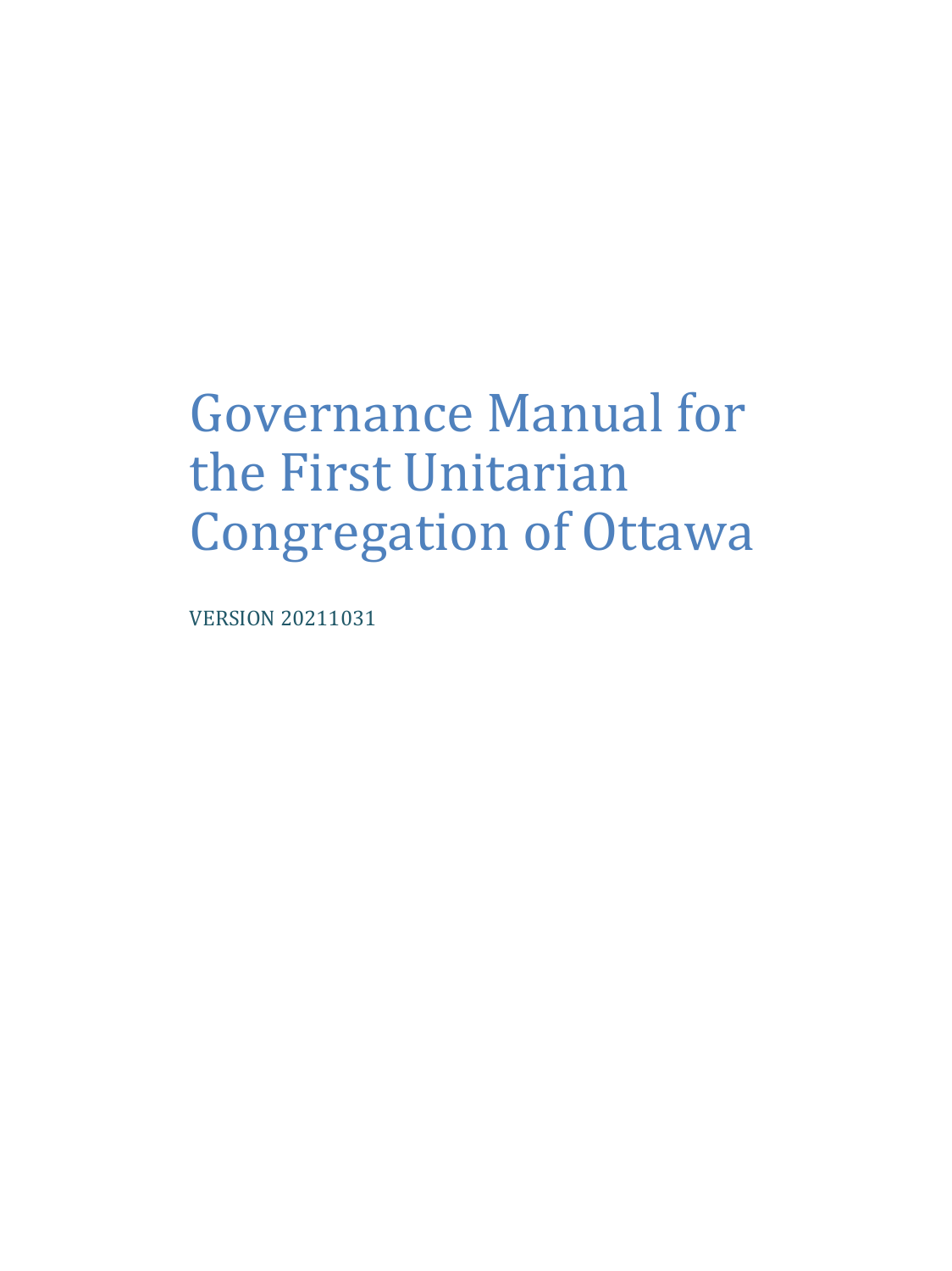# Governance Manual for the First Unitarian Congregation of Ottawa

VERSION 20211031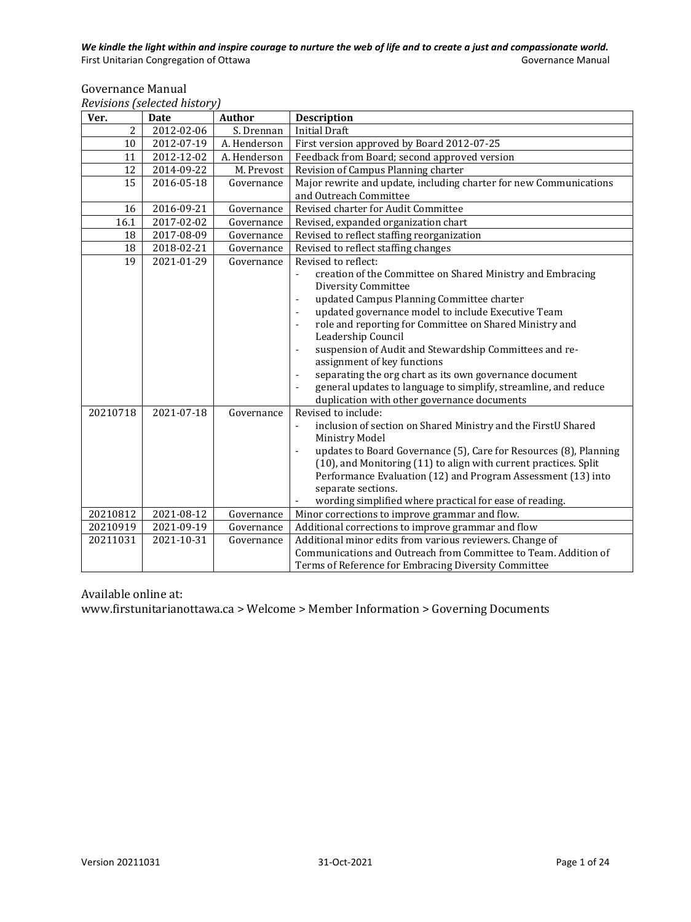Governance Manual

*Revisions (selected history)*

| Ver. | Date | Author | Description |
|---|---|---|---|
| 2 | 2012-02-06 | S. Drennan | Initial Draft |
| 10 | 2012-07-19 | A. Henderson | First version approved by Board 2012-07-25 |
| 11 | 2012-12-02 | A. Henderson | Feedback from Board; second approved version |
| 12 | 2014-09-22 | M. Prevost | Revision of Campus Planning charter |
| 15 | 2016-05-18 | Governance | Major rewrite and update, including charter for new Communications and Outreach Committee |
| 16 | 2016-09-21 | Governance | Revised charter for Audit Committee |
| 16.1 | 2017-02-02 | Governance | Revised, expanded organization chart |
| 18 | 2017-08-09 | Governance | Revised to reflect staffing reorganization |
| 18 | 2018-02-21 | Governance | Revised to reflect staffing changes |
| 19 | 2021-01-29 | Governance | Revised to reflect:<br>- creation of the Committee on Shared Ministry and Embracing Diversity Committee<br>- updated Campus Planning Committee charter<br>- updated governance model to include Executive Team<br>- role and reporting for Committee on Shared Ministry and Leadership Council<br>- suspension of Audit and Stewardship Committees and re-assignment of key functions<br>- separating the org chart as its own governance document<br>- general updates to language to simplify, streamline, and reduce duplication with other governance documents |
| 20210718 | 2021-07-18 | Governance | Revised to include:<br>- inclusion of section on Shared Ministry and the FirstU Shared Ministry Model<br>- updates to Board Governance (5), Care for Resources (8), Planning (10), and Monitoring (11) to align with current practices. Split Performance Evaluation (12) and Program Assessment (13) into separate sections.<br>- wording simplified where practical for ease of reading. |
| 20210812 | 2021-08-12 | Governance | Minor corrections to improve grammar and flow. |
| 20210919 | 2021-09-19 | Governance | Additional corrections to improve grammar and flow |
| 20211031 | 2021-10-31 | Governance | Additional minor edits from various reviewers. Change of Communications and Outreach from Committee to Team. Addition of Terms of Reference for Embracing Diversity Committee |

Available online at:
www.firstunitarianottawa.ca > Welcome > Member Information > Governing Documents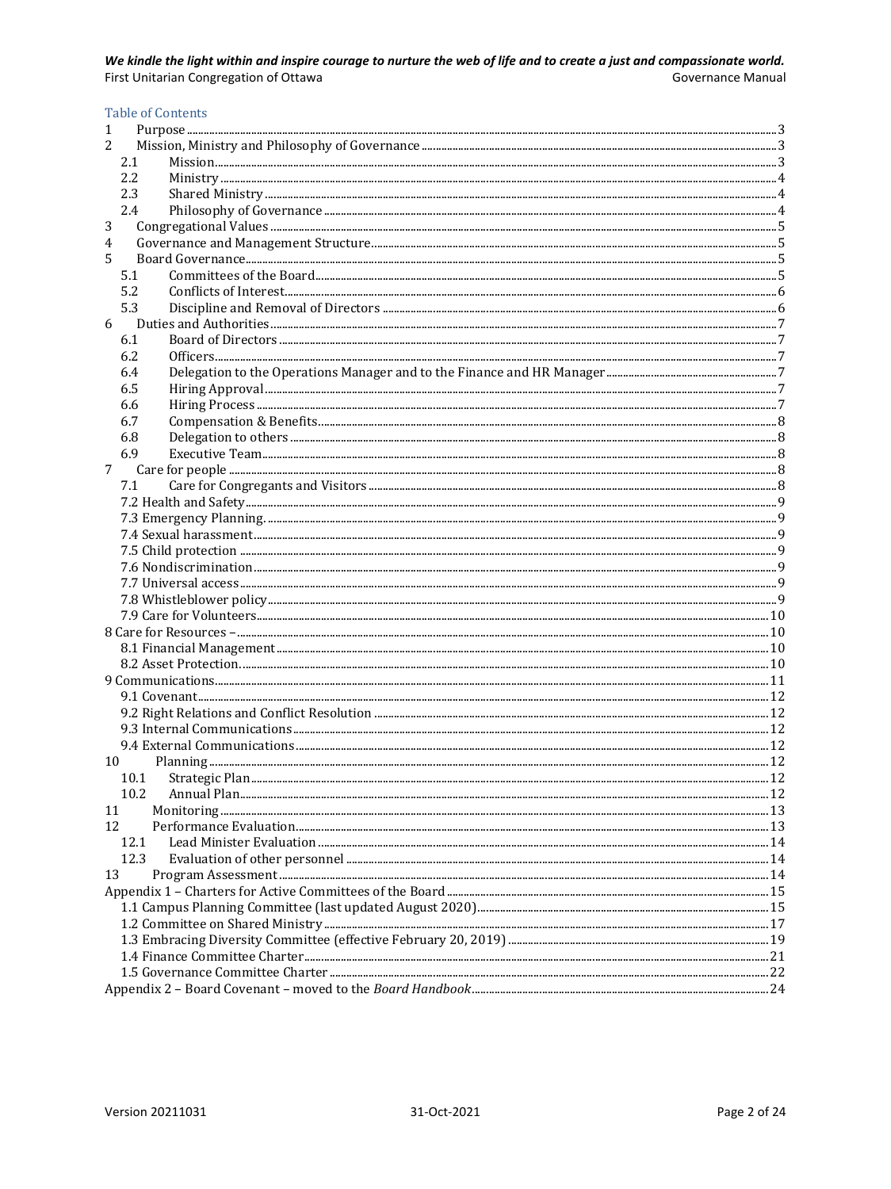Table of Contents

1 Purpose ... 3
2 Mission, Ministry and Philosophy of Governance ... 3
  2.1 Mission ... 3
  2.2 Ministry ... 4
  2.3 Shared Ministry ... 4
  2.4 Philosophy of Governance ... 4
3 Congregational Values ... 5
4 Governance and Management Structure ... 5
5 Board Governance ... 5
  5.1 Committees of the Board ... 5
  5.2 Conflicts of Interest ... 6
  5.3 Discipline and Removal of Directors ... 6
6 Duties and Authorities ... 7
  6.1 Board of Directors ... 7
  6.2 Officers ... 7
  6.4 Delegation to the Operations Manager and to the Finance and HR Manager ... 7
  6.5 Hiring Approval ... 7
  6.6 Hiring Process ... 7
  6.7 Compensation & Benefits ... 8
  6.8 Delegation to others ... 8
  6.9 Executive Team ... 8
7 Care for people ... 8
  7.1 Care for Congregants and Visitors ... 8
  7.2 Health and Safety ... 9
  7.3 Emergency Planning. ... 9
  7.4 Sexual harassment ... 9
  7.5 Child protection ... 9
  7.6 Nondiscrimination ... 9
  7.7 Universal access ... 9
  7.8 Whistleblower policy ... 9
  7.9 Care for Volunteers ... 10
8 Care for Resources – ... 10
  8.1 Financial Management ... 10
  8.2 Asset Protection. ... 10
9 Communications ... 11
  9.1 Covenant ... 12
  9.2 Right Relations and Conflict Resolution ... 12
  9.3 Internal Communications ... 12
  9.4 External Communications ... 12
10 Planning ... 12
  10.1 Strategic Plan ... 12
  10.2 Annual Plan ... 12
11 Monitoring ... 13
12 Performance Evaluation ... 13
  12.1 Lead Minister Evaluation ... 14
  12.3 Evaluation of other personnel ... 14
13 Program Assessment ... 14
Appendix 1 – Charters for Active Committees of the Board ... 15
  1.1 Campus Planning Committee (last updated August 2020) ... 15
  1.2 Committee on Shared Ministry ... 17
  1.3 Embracing Diversity Committee (effective February 20, 2019) ... 19
  1.4 Finance Committee Charter ... 21
  1.5 Governance Committee Charter ... 22
Appendix 2 – Board Covenant – moved to the *Board Handbook* ... 24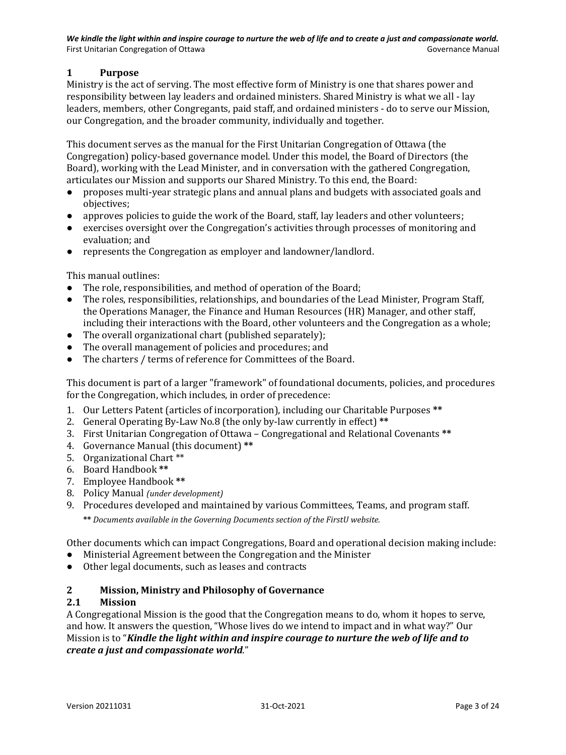## 1 Purpose

Ministry is the act of serving. The most effective form of Ministry is one that shares power and responsibility between lay leaders and ordained ministers. Shared Ministry is what we all - lay leaders, members, other Congregants, paid staff, and ordained ministers - do to serve our Mission, our Congregation, and the broader community, individually and together.

This document serves as the manual for the First Unitarian Congregation of Ottawa (the Congregation) policy-based governance model. Under this model, the Board of Directors (the Board), working with the Lead Minister, and in conversation with the gathered Congregation, articulates our Mission and supports our Shared Ministry. To this end, the Board:

- proposes multi-year strategic plans and annual plans and budgets with associated goals and objectives;
- approves policies to guide the work of the Board, staff, lay leaders and other volunteers;
- exercises oversight over the Congregation's activities through processes of monitoring and evaluation; and
- represents the Congregation as employer and landowner/landlord.

This manual outlines:

- The role, responsibilities, and method of operation of the Board;
- The roles, responsibilities, relationships, and boundaries of the Lead Minister, Program Staff, the Operations Manager, the Finance and Human Resources (HR) Manager, and other staff, including their interactions with the Board, other volunteers and the Congregation as a whole;
- The overall organizational chart (published separately);
- The overall management of policies and procedures; and
- The charters / terms of reference for Committees of the Board.

This document is part of a larger "framework" of foundational documents, policies, and procedures for the Congregation, which includes, in order of precedence:

1. Our Letters Patent (articles of incorporation), including our Charitable Purposes **
2. General Operating By-Law No.8 (the only by-law currently in effect) **
3. First Unitarian Congregation of Ottawa – Congregational and Relational Covenants **
4. Governance Manual (this document) **
5. Organizational Chart **
6. Board Handbook **
7. Employee Handbook **
8. Policy Manual *(under development)*
9. Procedures developed and maintained by various Committees, Teams, and program staff.

** *Documents available in the Governing Documents section of the FirstU website.*

Other documents which can impact Congregations, Board and operational decision making include:

- Ministerial Agreement between the Congregation and the Minister
- Other legal documents, such as leases and contracts

## 2 Mission, Ministry and Philosophy of Governance

### 2.1 Mission

A Congregational Mission is the good that the Congregation means to do, whom it hopes to serve, and how. It answers the question, "Whose lives do we intend to impact and in what way?" Our Mission is to "***Kindle the light within and inspire courage to nurture the web of life and to create a just and compassionate world***."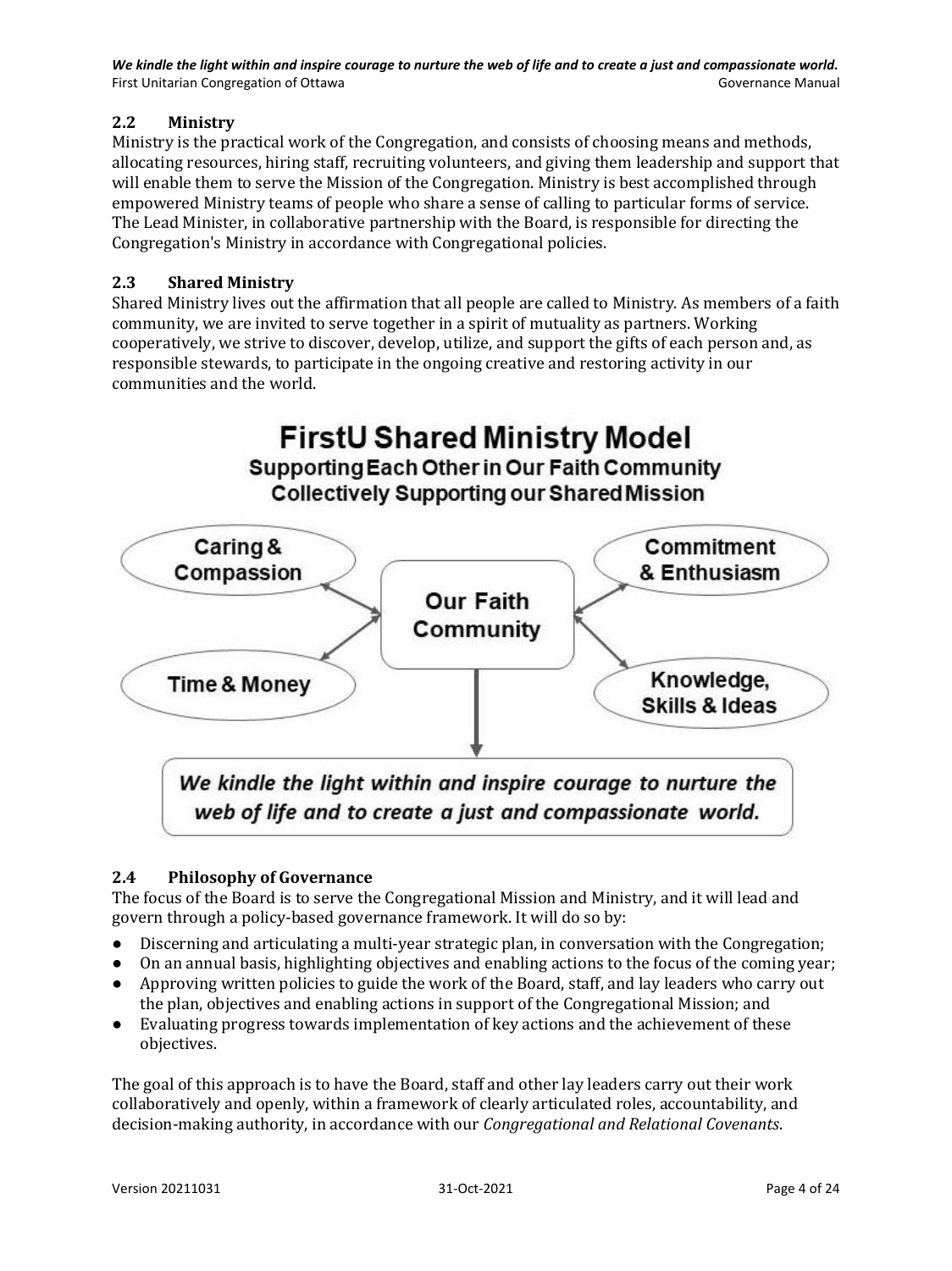## 2.2 Ministry

Ministry is the practical work of the Congregation, and consists of choosing means and methods, allocating resources, hiring staff, recruiting volunteers, and giving them leadership and support that will enable them to serve the Mission of the Congregation. Ministry is best accomplished through empowered Ministry teams of people who share a sense of calling to particular forms of service. The Lead Minister, in collaborative partnership with the Board, is responsible for directing the Congregation's Ministry in accordance with Congregational policies.

## 2.3 Shared Ministry

Shared Ministry lives out the affirmation that all people are called to Ministry. As members of a faith community, we are invited to serve together in a spirit of mutuality as partners. Working cooperatively, we strive to discover, develop, utilize, and support the gifts of each person and, as responsible stewards, to participate in the ongoing creative and restoring activity in our communities and the world.

**FirstU Shared Ministry Model**

**Supporting Each Other in Our Faith Community**

**Collectively Supporting our Shared Mission**

- Caring & Compassion
- Commitment & Enthusiasm
- Time & Money
- Knowledge, Skills & Ideas

↔ **Our Faith Community** ↓

***We kindle the light within and inspire courage to nurture the web of life and to create a just and compassionate world.***

## 2.4 Philosophy of Governance

The focus of the Board is to serve the Congregational Mission and Ministry, and it will lead and govern through a policy-based governance framework. It will do so by:

- Discerning and articulating a multi-year strategic plan, in conversation with the Congregation;
- On an annual basis, highlighting objectives and enabling actions to the focus of the coming year;
- Approving written policies to guide the work of the Board, staff, and lay leaders who carry out the plan, objectives and enabling actions in support of the Congregational Mission; and
- Evaluating progress towards implementation of key actions and the achievement of these objectives.

The goal of this approach is to have the Board, staff and other lay leaders carry out their work collaboratively and openly, within a framework of clearly articulated roles, accountability, and decision-making authority, in accordance with our *Congregational and Relational Covenants*.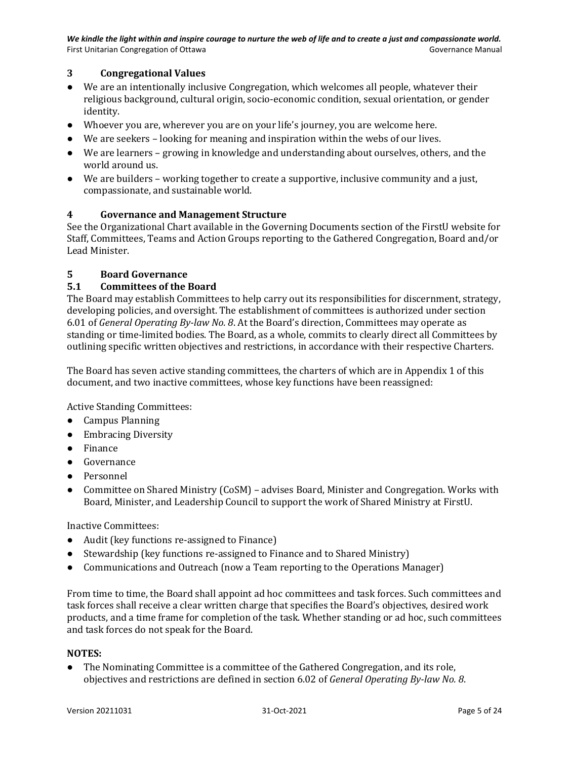## 3 Congregational Values

- We are an intentionally inclusive Congregation, which welcomes all people, whatever their religious background, cultural origin, socio-economic condition, sexual orientation, or gender identity.
- Whoever you are, wherever you are on your life's journey, you are welcome here.
- We are seekers – looking for meaning and inspiration within the webs of our lives.
- We are learners – growing in knowledge and understanding about ourselves, others, and the world around us.
- We are builders – working together to create a supportive, inclusive community and a just, compassionate, and sustainable world.

## 4 Governance and Management Structure

See the Organizational Chart available in the Governing Documents section of the FirstU website for Staff, Committees, Teams and Action Groups reporting to the Gathered Congregation, Board and/or Lead Minister.

## 5 Board Governance

### 5.1 Committees of the Board

The Board may establish Committees to help carry out its responsibilities for discernment, strategy, developing policies, and oversight. The establishment of committees is authorized under section 6.01 of *General Operating By-law No. 8*. At the Board's direction, Committees may operate as standing or time-limited bodies. The Board, as a whole, commits to clearly direct all Committees by outlining specific written objectives and restrictions, in accordance with their respective Charters.

The Board has seven active standing committees, the charters of which are in Appendix 1 of this document, and two inactive committees, whose key functions have been reassigned:

Active Standing Committees:

- Campus Planning
- Embracing Diversity
- Finance
- Governance
- Personnel
- Committee on Shared Ministry (CoSM) – advises Board, Minister and Congregation. Works with Board, Minister, and Leadership Council to support the work of Shared Ministry at FirstU.

Inactive Committees:

- Audit (key functions re-assigned to Finance)
- Stewardship (key functions re-assigned to Finance and to Shared Ministry)
- Communications and Outreach (now a Team reporting to the Operations Manager)

From time to time, the Board shall appoint ad hoc committees and task forces. Such committees and task forces shall receive a clear written charge that specifies the Board's objectives, desired work products, and a time frame for completion of the task. Whether standing or ad hoc, such committees and task forces do not speak for the Board.

**NOTES:**

- The Nominating Committee is a committee of the Gathered Congregation, and its role, objectives and restrictions are defined in section 6.02 of *General Operating By-law No. 8*.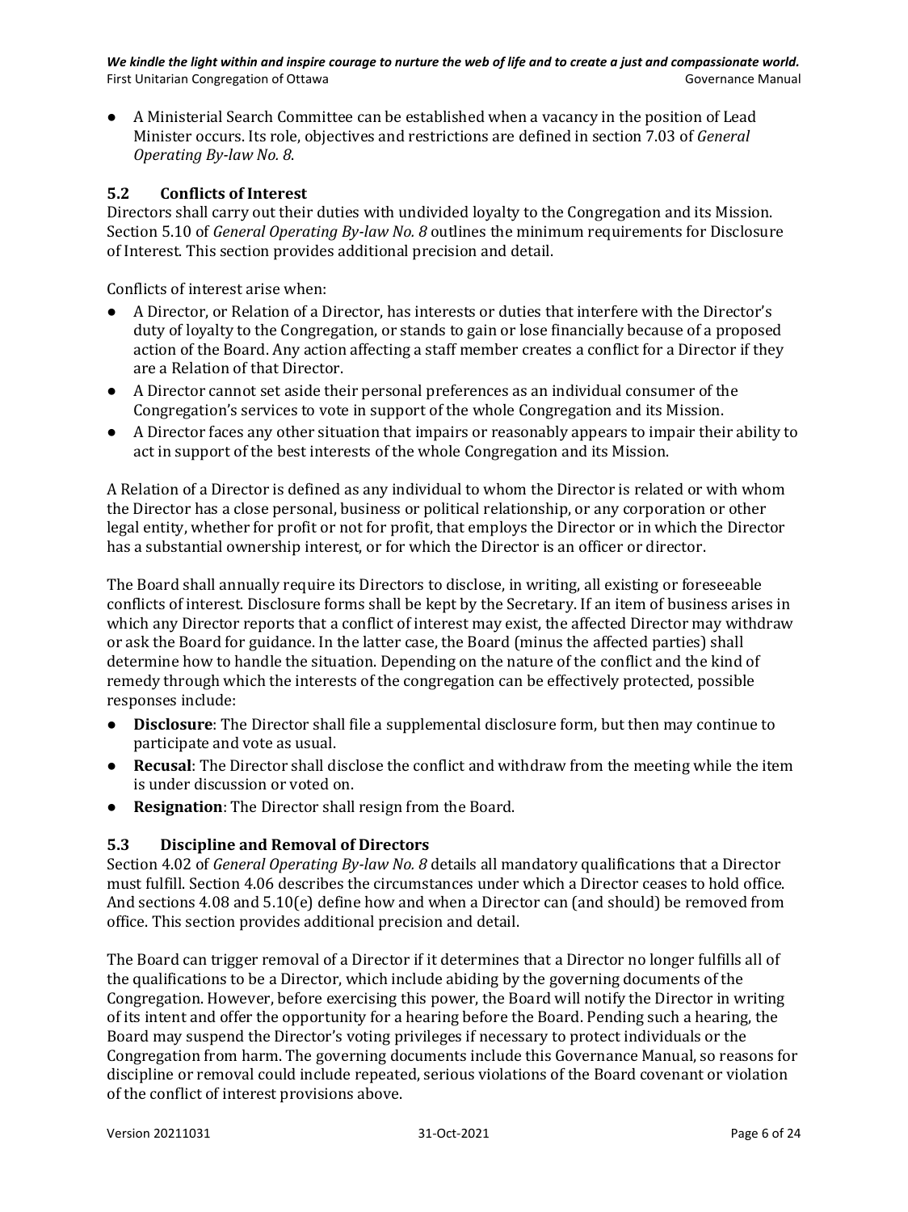- A Ministerial Search Committee can be established when a vacancy in the position of Lead Minister occurs. Its role, objectives and restrictions are defined in section 7.03 of *General Operating By-law No. 8*.

### 5.2 Conflicts of Interest

Directors shall carry out their duties with undivided loyalty to the Congregation and its Mission. Section 5.10 of *General Operating By-law No. 8* outlines the minimum requirements for Disclosure of Interest. This section provides additional precision and detail.

Conflicts of interest arise when:

- A Director, or Relation of a Director, has interests or duties that interfere with the Director's duty of loyalty to the Congregation, or stands to gain or lose financially because of a proposed action of the Board. Any action affecting a staff member creates a conflict for a Director if they are a Relation of that Director.
- A Director cannot set aside their personal preferences as an individual consumer of the Congregation's services to vote in support of the whole Congregation and its Mission.
- A Director faces any other situation that impairs or reasonably appears to impair their ability to act in support of the best interests of the whole Congregation and its Mission.

A Relation of a Director is defined as any individual to whom the Director is related or with whom the Director has a close personal, business or political relationship, or any corporation or other legal entity, whether for profit or not for profit, that employs the Director or in which the Director has a substantial ownership interest, or for which the Director is an officer or director.

The Board shall annually require its Directors to disclose, in writing, all existing or foreseeable conflicts of interest. Disclosure forms shall be kept by the Secretary. If an item of business arises in which any Director reports that a conflict of interest may exist, the affected Director may withdraw or ask the Board for guidance. In the latter case, the Board (minus the affected parties) shall determine how to handle the situation. Depending on the nature of the conflict and the kind of remedy through which the interests of the congregation can be effectively protected, possible responses include:

- **Disclosure**: The Director shall file a supplemental disclosure form, but then may continue to participate and vote as usual.
- **Recusal**: The Director shall disclose the conflict and withdraw from the meeting while the item is under discussion or voted on.
- **Resignation**: The Director shall resign from the Board.

### 5.3 Discipline and Removal of Directors

Section 4.02 of *General Operating By-law No. 8* details all mandatory qualifications that a Director must fulfill. Section 4.06 describes the circumstances under which a Director ceases to hold office. And sections 4.08 and 5.10(e) define how and when a Director can (and should) be removed from office. This section provides additional precision and detail.

The Board can trigger removal of a Director if it determines that a Director no longer fulfills all of the qualifications to be a Director, which include abiding by the governing documents of the Congregation. However, before exercising this power, the Board will notify the Director in writing of its intent and offer the opportunity for a hearing before the Board. Pending such a hearing, the Board may suspend the Director's voting privileges if necessary to protect individuals or the Congregation from harm. The governing documents include this Governance Manual, so reasons for discipline or removal could include repeated, serious violations of the Board covenant or violation of the conflict of interest provisions above.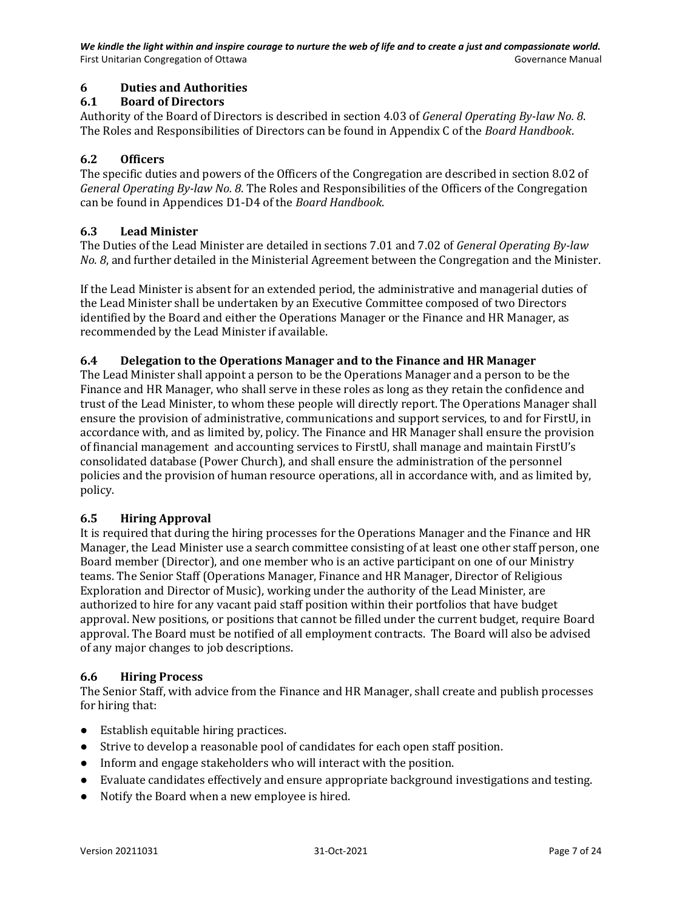## 6 Duties and Authorities

### 6.1 Board of Directors

Authority of the Board of Directors is described in section 4.03 of *General Operating By-law No. 8*. The Roles and Responsibilities of Directors can be found in Appendix C of the *Board Handbook*.

### 6.2 Officers

The specific duties and powers of the Officers of the Congregation are described in section 8.02 of *General Operating By-law No. 8*. The Roles and Responsibilities of the Officers of the Congregation can be found in Appendices D1-D4 of the *Board Handbook*.

### 6.3 Lead Minister

The Duties of the Lead Minister are detailed in sections 7.01 and 7.02 of *General Operating By-law No. 8*, and further detailed in the Ministerial Agreement between the Congregation and the Minister.

If the Lead Minister is absent for an extended period, the administrative and managerial duties of the Lead Minister shall be undertaken by an Executive Committee composed of two Directors identified by the Board and either the Operations Manager or the Finance and HR Manager, as recommended by the Lead Minister if available.

### 6.4 Delegation to the Operations Manager and to the Finance and HR Manager

The Lead Minister shall appoint a person to be the Operations Manager and a person to be the Finance and HR Manager, who shall serve in these roles as long as they retain the confidence and trust of the Lead Minister, to whom these people will directly report. The Operations Manager shall ensure the provision of administrative, communications and support services, to and for FirstU, in accordance with, and as limited by, policy. The Finance and HR Manager shall ensure the provision of financial management and accounting services to FirstU, shall manage and maintain FirstU's consolidated database (Power Church), and shall ensure the administration of the personnel policies and the provision of human resource operations, all in accordance with, and as limited by, policy.

### 6.5 Hiring Approval

It is required that during the hiring processes for the Operations Manager and the Finance and HR Manager, the Lead Minister use a search committee consisting of at least one other staff person, one Board member (Director), and one member who is an active participant on one of our Ministry teams. The Senior Staff (Operations Manager, Finance and HR Manager, Director of Religious Exploration and Director of Music), working under the authority of the Lead Minister, are authorized to hire for any vacant paid staff position within their portfolios that have budget approval. New positions, or positions that cannot be filled under the current budget, require Board approval. The Board must be notified of all employment contracts. The Board will also be advised of any major changes to job descriptions.

### 6.6 Hiring Process

The Senior Staff, with advice from the Finance and HR Manager, shall create and publish processes for hiring that:

- Establish equitable hiring practices.
- Strive to develop a reasonable pool of candidates for each open staff position.
- Inform and engage stakeholders who will interact with the position.
- Evaluate candidates effectively and ensure appropriate background investigations and testing.
- Notify the Board when a new employee is hired.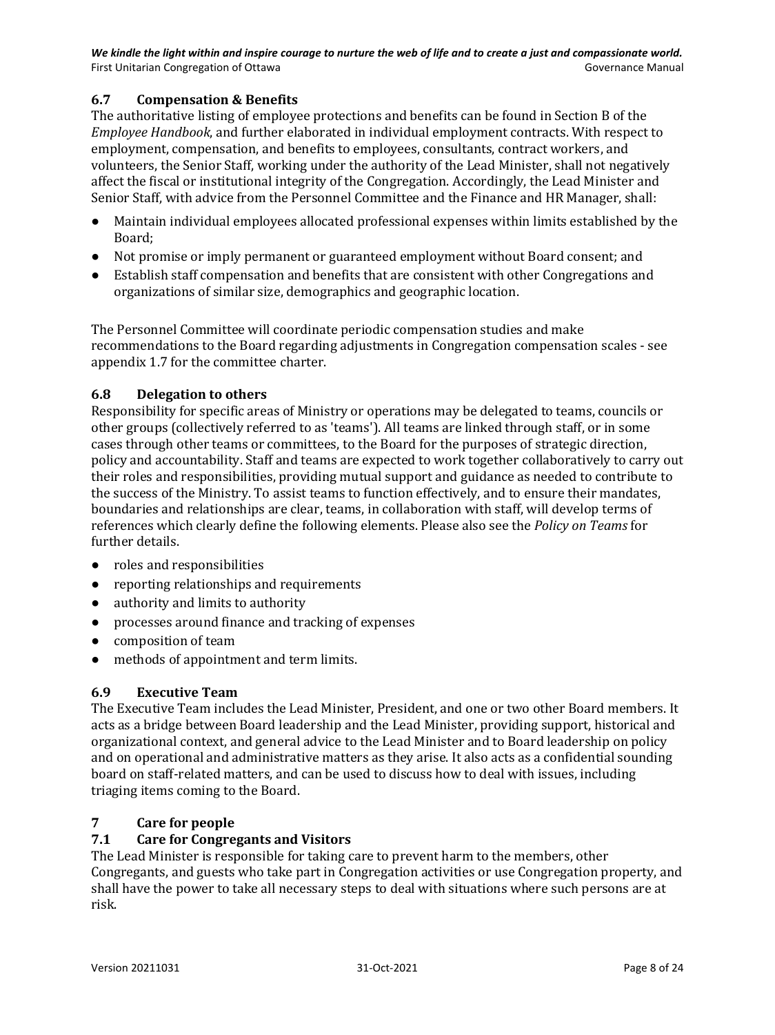### 6.7 Compensation & Benefits

The authoritative listing of employee protections and benefits can be found in Section B of the *Employee Handbook*, and further elaborated in individual employment contracts. With respect to employment, compensation, and benefits to employees, consultants, contract workers, and volunteers, the Senior Staff, working under the authority of the Lead Minister, shall not negatively affect the fiscal or institutional integrity of the Congregation. Accordingly, the Lead Minister and Senior Staff, with advice from the Personnel Committee and the Finance and HR Manager, shall:

- Maintain individual employees allocated professional expenses within limits established by the Board;
- Not promise or imply permanent or guaranteed employment without Board consent; and
- Establish staff compensation and benefits that are consistent with other Congregations and organizations of similar size, demographics and geographic location.

The Personnel Committee will coordinate periodic compensation studies and make recommendations to the Board regarding adjustments in Congregation compensation scales - see appendix 1.7 for the committee charter.

### 6.8 Delegation to others

Responsibility for specific areas of Ministry or operations may be delegated to teams, councils or other groups (collectively referred to as 'teams'). All teams are linked through staff, or in some cases through other teams or committees, to the Board for the purposes of strategic direction, policy and accountability. Staff and teams are expected to work together collaboratively to carry out their roles and responsibilities, providing mutual support and guidance as needed to contribute to the success of the Ministry. To assist teams to function effectively, and to ensure their mandates, boundaries and relationships are clear, teams, in collaboration with staff, will develop terms of references which clearly define the following elements. Please also see the *Policy on Teams* for further details.

- roles and responsibilities
- reporting relationships and requirements
- authority and limits to authority
- processes around finance and tracking of expenses
- composition of team
- methods of appointment and term limits.

### 6.9 Executive Team

The Executive Team includes the Lead Minister, President, and one or two other Board members. It acts as a bridge between Board leadership and the Lead Minister, providing support, historical and organizational context, and general advice to the Lead Minister and to Board leadership on policy and on operational and administrative matters as they arise. It also acts as a confidential sounding board on staff-related matters, and can be used to discuss how to deal with issues, including triaging items coming to the Board.

## 7 Care for people

### 7.1 Care for Congregants and Visitors

The Lead Minister is responsible for taking care to prevent harm to the members, other Congregants, and guests who take part in Congregation activities or use Congregation property, and shall have the power to take all necessary steps to deal with situations where such persons are at risk.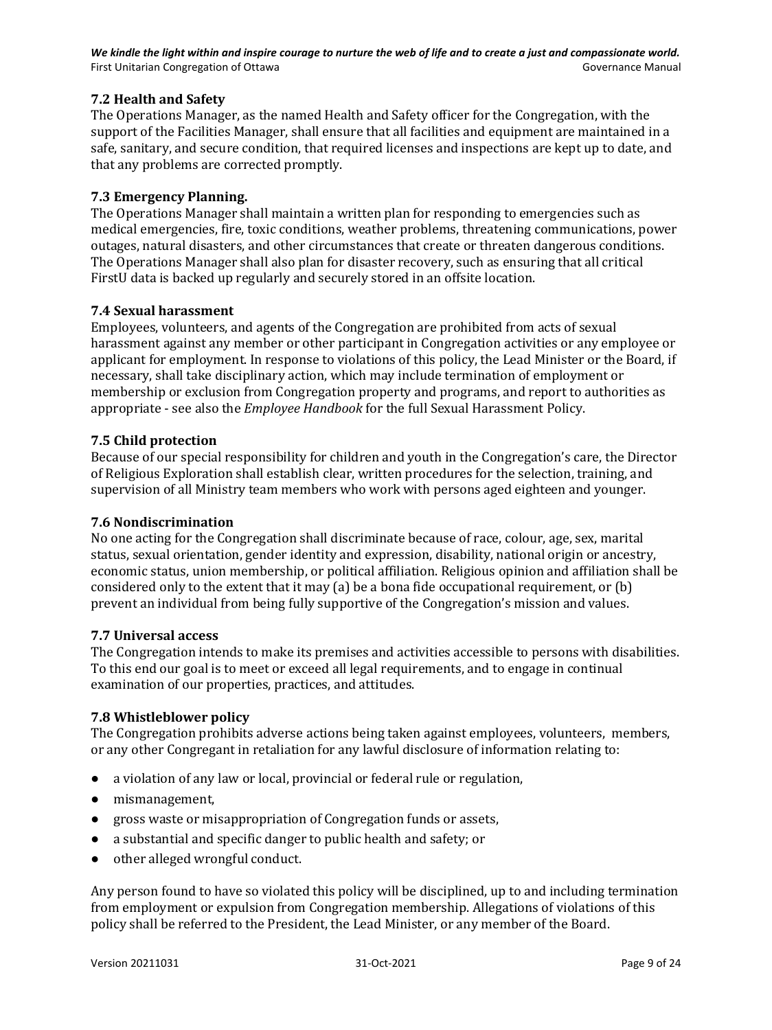### 7.2 Health and Safety

The Operations Manager, as the named Health and Safety officer for the Congregation, with the support of the Facilities Manager, shall ensure that all facilities and equipment are maintained in a safe, sanitary, and secure condition, that required licenses and inspections are kept up to date, and that any problems are corrected promptly.

### 7.3 Emergency Planning.

The Operations Manager shall maintain a written plan for responding to emergencies such as medical emergencies, fire, toxic conditions, weather problems, threatening communications, power outages, natural disasters, and other circumstances that create or threaten dangerous conditions. The Operations Manager shall also plan for disaster recovery, such as ensuring that all critical FirstU data is backed up regularly and securely stored in an offsite location.

### 7.4 Sexual harassment

Employees, volunteers, and agents of the Congregation are prohibited from acts of sexual harassment against any member or other participant in Congregation activities or any employee or applicant for employment. In response to violations of this policy, the Lead Minister or the Board, if necessary, shall take disciplinary action, which may include termination of employment or membership or exclusion from Congregation property and programs, and report to authorities as appropriate - see also the *Employee Handbook* for the full Sexual Harassment Policy.

### 7.5 Child protection

Because of our special responsibility for children and youth in the Congregation's care, the Director of Religious Exploration shall establish clear, written procedures for the selection, training, and supervision of all Ministry team members who work with persons aged eighteen and younger.

### 7.6 Nondiscrimination

No one acting for the Congregation shall discriminate because of race, colour, age, sex, marital status, sexual orientation, gender identity and expression, disability, national origin or ancestry, economic status, union membership, or political affiliation. Religious opinion and affiliation shall be considered only to the extent that it may (a) be a bona fide occupational requirement, or (b) prevent an individual from being fully supportive of the Congregation's mission and values.

### 7.7 Universal access

The Congregation intends to make its premises and activities accessible to persons with disabilities. To this end our goal is to meet or exceed all legal requirements, and to engage in continual examination of our properties, practices, and attitudes.

### 7.8 Whistleblower policy

The Congregation prohibits adverse actions being taken against employees, volunteers, members, or any other Congregant in retaliation for any lawful disclosure of information relating to:

- a violation of any law or local, provincial or federal rule or regulation,
- mismanagement,
- gross waste or misappropriation of Congregation funds or assets,
- a substantial and specific danger to public health and safety; or
- other alleged wrongful conduct.

Any person found to have so violated this policy will be disciplined, up to and including termination from employment or expulsion from Congregation membership. Allegations of violations of this policy shall be referred to the President, the Lead Minister, or any member of the Board.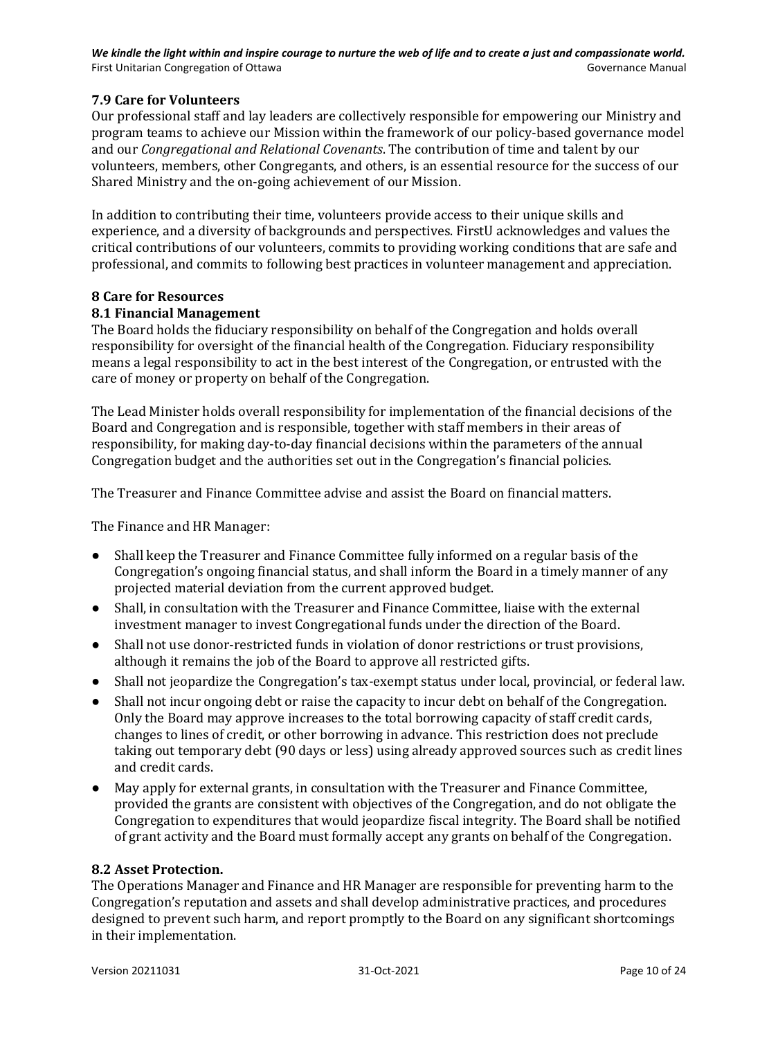### 7.9 Care for Volunteers

Our professional staff and lay leaders are collectively responsible for empowering our Ministry and program teams to achieve our Mission within the framework of our policy-based governance model and our *Congregational and Relational Covenants*. The contribution of time and talent by our volunteers, members, other Congregants, and others, is an essential resource for the success of our Shared Ministry and the on-going achievement of our Mission.

In addition to contributing their time, volunteers provide access to their unique skills and experience, and a diversity of backgrounds and perspectives. FirstU acknowledges and values the critical contributions of our volunteers, commits to providing working conditions that are safe and professional, and commits to following best practices in volunteer management and appreciation.

## 8 Care for Resources

### 8.1 Financial Management

The Board holds the fiduciary responsibility on behalf of the Congregation and holds overall responsibility for oversight of the financial health of the Congregation. Fiduciary responsibility means a legal responsibility to act in the best interest of the Congregation, or entrusted with the care of money or property on behalf of the Congregation.

The Lead Minister holds overall responsibility for implementation of the financial decisions of the Board and Congregation and is responsible, together with staff members in their areas of responsibility, for making day-to-day financial decisions within the parameters of the annual Congregation budget and the authorities set out in the Congregation's financial policies.

The Treasurer and Finance Committee advise and assist the Board on financial matters.

The Finance and HR Manager:

- Shall keep the Treasurer and Finance Committee fully informed on a regular basis of the Congregation's ongoing financial status, and shall inform the Board in a timely manner of any projected material deviation from the current approved budget.
- Shall, in consultation with the Treasurer and Finance Committee, liaise with the external investment manager to invest Congregational funds under the direction of the Board.
- Shall not use donor-restricted funds in violation of donor restrictions or trust provisions, although it remains the job of the Board to approve all restricted gifts.
- Shall not jeopardize the Congregation's tax-exempt status under local, provincial, or federal law.
- Shall not incur ongoing debt or raise the capacity to incur debt on behalf of the Congregation. Only the Board may approve increases to the total borrowing capacity of staff credit cards, changes to lines of credit, or other borrowing in advance. This restriction does not preclude taking out temporary debt (90 days or less) using already approved sources such as credit lines and credit cards.
- May apply for external grants, in consultation with the Treasurer and Finance Committee, provided the grants are consistent with objectives of the Congregation, and do not obligate the Congregation to expenditures that would jeopardize fiscal integrity. The Board shall be notified of grant activity and the Board must formally accept any grants on behalf of the Congregation.

### 8.2 Asset Protection.

The Operations Manager and Finance and HR Manager are responsible for preventing harm to the Congregation's reputation and assets and shall develop administrative practices, and procedures designed to prevent such harm, and report promptly to the Board on any significant shortcomings in their implementation.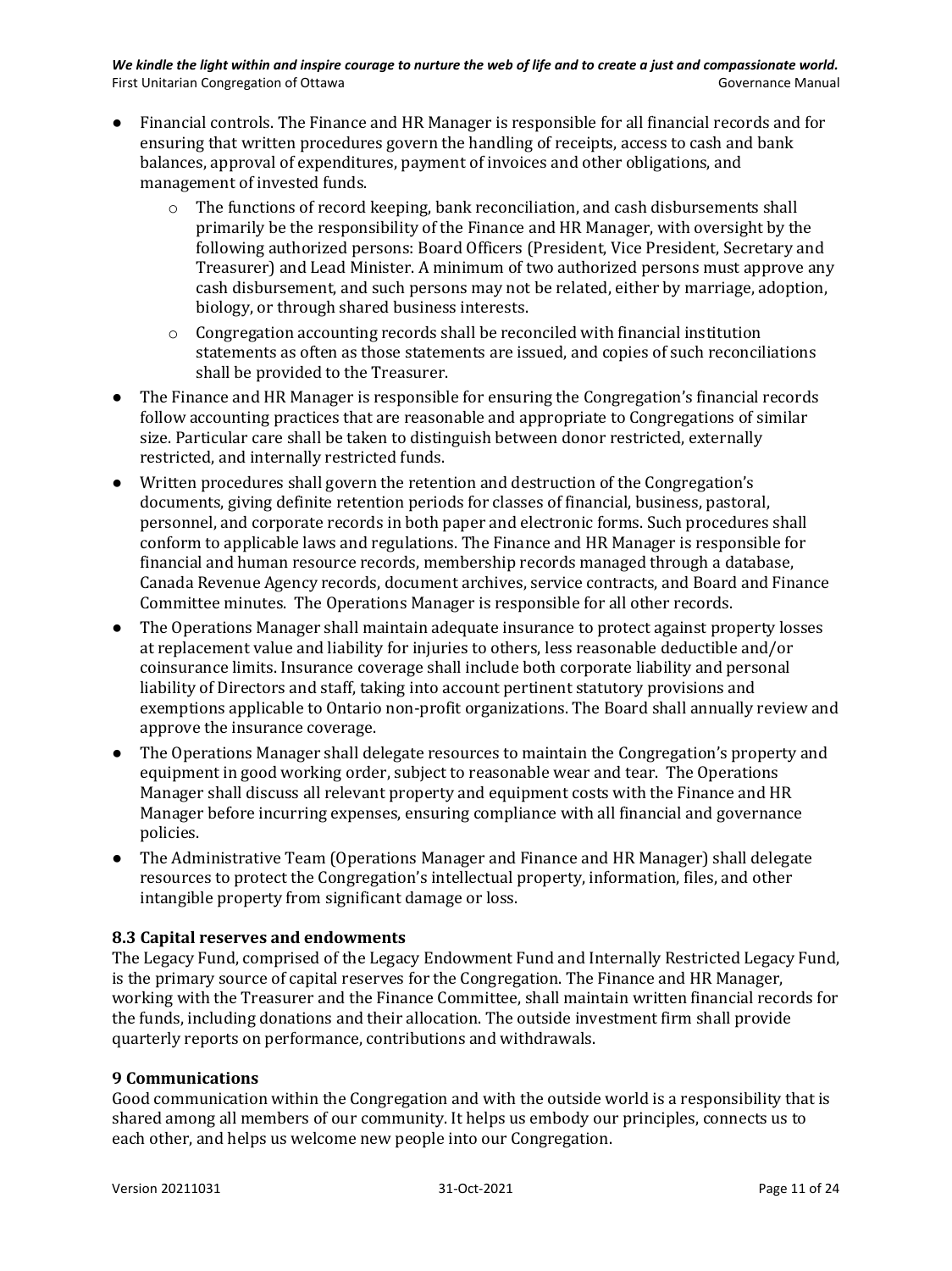- Financial controls. The Finance and HR Manager is responsible for all financial records and for ensuring that written procedures govern the handling of receipts, access to cash and bank balances, approval of expenditures, payment of invoices and other obligations, and management of invested funds.
  - The functions of record keeping, bank reconciliation, and cash disbursements shall primarily be the responsibility of the Finance and HR Manager, with oversight by the following authorized persons: Board Officers (President, Vice President, Secretary and Treasurer) and Lead Minister. A minimum of two authorized persons must approve any cash disbursement, and such persons may not be related, either by marriage, adoption, biology, or through shared business interests.
  - Congregation accounting records shall be reconciled with financial institution statements as often as those statements are issued, and copies of such reconciliations shall be provided to the Treasurer.
- The Finance and HR Manager is responsible for ensuring the Congregation's financial records follow accounting practices that are reasonable and appropriate to Congregations of similar size. Particular care shall be taken to distinguish between donor restricted, externally restricted, and internally restricted funds.
- Written procedures shall govern the retention and destruction of the Congregation's documents, giving definite retention periods for classes of financial, business, pastoral, personnel, and corporate records in both paper and electronic forms. Such procedures shall conform to applicable laws and regulations. The Finance and HR Manager is responsible for financial and human resource records, membership records managed through a database, Canada Revenue Agency records, document archives, service contracts, and Board and Finance Committee minutes. The Operations Manager is responsible for all other records.
- The Operations Manager shall maintain adequate insurance to protect against property losses at replacement value and liability for injuries to others, less reasonable deductible and/or coinsurance limits. Insurance coverage shall include both corporate liability and personal liability of Directors and staff, taking into account pertinent statutory provisions and exemptions applicable to Ontario non-profit organizations. The Board shall annually review and approve the insurance coverage.
- The Operations Manager shall delegate resources to maintain the Congregation's property and equipment in good working order, subject to reasonable wear and tear. The Operations Manager shall discuss all relevant property and equipment costs with the Finance and HR Manager before incurring expenses, ensuring compliance with all financial and governance policies.
- The Administrative Team (Operations Manager and Finance and HR Manager) shall delegate resources to protect the Congregation's intellectual property, information, files, and other intangible property from significant damage or loss.

### 8.3 Capital reserves and endowments

The Legacy Fund, comprised of the Legacy Endowment Fund and Internally Restricted Legacy Fund, is the primary source of capital reserves for the Congregation. The Finance and HR Manager, working with the Treasurer and the Finance Committee, shall maintain written financial records for the funds, including donations and their allocation. The outside investment firm shall provide quarterly reports on performance, contributions and withdrawals.

## 9 Communications

Good communication within the Congregation and with the outside world is a responsibility that is shared among all members of our community. It helps us embody our principles, connects us to each other, and helps us welcome new people into our Congregation.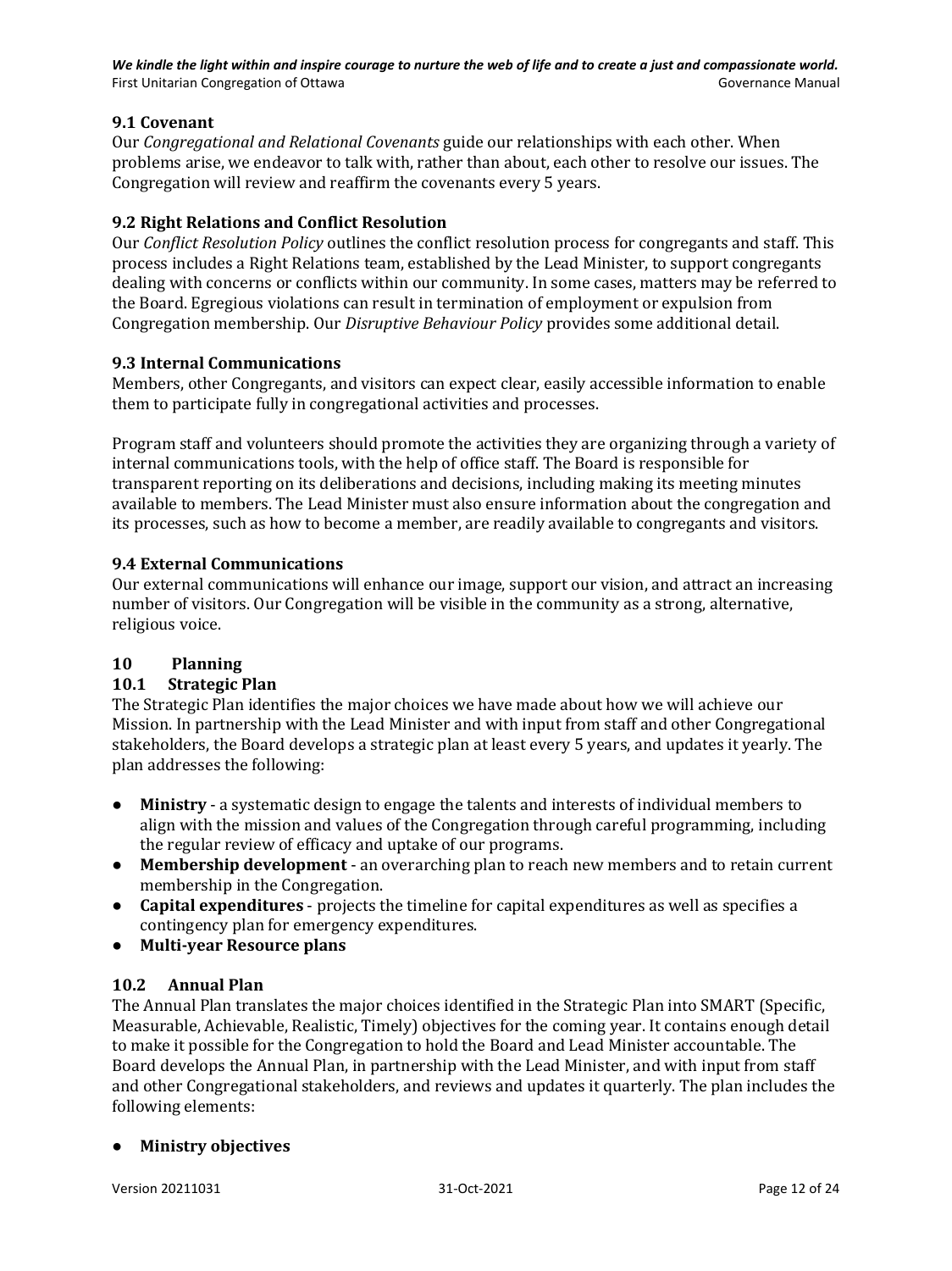### 9.1 Covenant

Our *Congregational and Relational Covenants* guide our relationships with each other. When problems arise, we endeavor to talk with, rather than about, each other to resolve our issues. The Congregation will review and reaffirm the covenants every 5 years.

### 9.2 Right Relations and Conflict Resolution

Our *Conflict Resolution Policy* outlines the conflict resolution process for congregants and staff. This process includes a Right Relations team, established by the Lead Minister, to support congregants dealing with concerns or conflicts within our community. In some cases, matters may be referred to the Board. Egregious violations can result in termination of employment or expulsion from Congregation membership. Our *Disruptive Behaviour Policy* provides some additional detail.

### 9.3 Internal Communications

Members, other Congregants, and visitors can expect clear, easily accessible information to enable them to participate fully in congregational activities and processes.

Program staff and volunteers should promote the activities they are organizing through a variety of internal communications tools, with the help of office staff. The Board is responsible for transparent reporting on its deliberations and decisions, including making its meeting minutes available to members. The Lead Minister must also ensure information about the congregation and its processes, such as how to become a member, are readily available to congregants and visitors.

### 9.4 External Communications

Our external communications will enhance our image, support our vision, and attract an increasing number of visitors. Our Congregation will be visible in the community as a strong, alternative, religious voice.

## 10 Planning

### 10.1 Strategic Plan

The Strategic Plan identifies the major choices we have made about how we will achieve our Mission. In partnership with the Lead Minister and with input from staff and other Congregational stakeholders, the Board develops a strategic plan at least every 5 years, and updates it yearly. The plan addresses the following:

- **Ministry** - a systematic design to engage the talents and interests of individual members to align with the mission and values of the Congregation through careful programming, including the regular review of efficacy and uptake of our programs.
- **Membership development** - an overarching plan to reach new members and to retain current membership in the Congregation.
- **Capital expenditures** - projects the timeline for capital expenditures as well as specifies a contingency plan for emergency expenditures.
- **Multi-year Resource plans**

### 10.2 Annual Plan

The Annual Plan translates the major choices identified in the Strategic Plan into SMART (Specific, Measurable, Achievable, Realistic, Timely) objectives for the coming year. It contains enough detail to make it possible for the Congregation to hold the Board and Lead Minister accountable. The Board develops the Annual Plan, in partnership with the Lead Minister, and with input from staff and other Congregational stakeholders, and reviews and updates it quarterly. The plan includes the following elements:

- **Ministry objectives**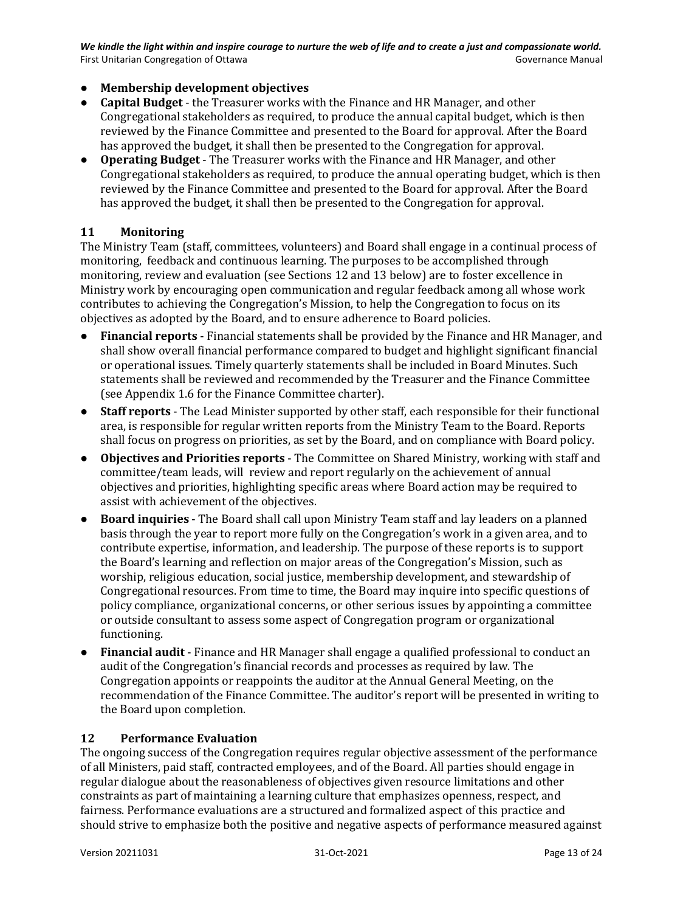- **Membership development objectives**
- **Capital Budget** - the Treasurer works with the Finance and HR Manager, and other Congregational stakeholders as required, to produce the annual capital budget, which is then reviewed by the Finance Committee and presented to the Board for approval. After the Board has approved the budget, it shall then be presented to the Congregation for approval.
- **Operating Budget** - The Treasurer works with the Finance and HR Manager, and other Congregational stakeholders as required, to produce the annual operating budget, which is then reviewed by the Finance Committee and presented to the Board for approval. After the Board has approved the budget, it shall then be presented to the Congregation for approval.

## 11 Monitoring

The Ministry Team (staff, committees, volunteers) and Board shall engage in a continual process of monitoring, feedback and continuous learning. The purposes to be accomplished through monitoring, review and evaluation (see Sections 12 and 13 below) are to foster excellence in Ministry work by encouraging open communication and regular feedback among all whose work contributes to achieving the Congregation's Mission, to help the Congregation to focus on its objectives as adopted by the Board, and to ensure adherence to Board policies.

- **Financial reports** - Financial statements shall be provided by the Finance and HR Manager, and shall show overall financial performance compared to budget and highlight significant financial or operational issues. Timely quarterly statements shall be included in Board Minutes. Such statements shall be reviewed and recommended by the Treasurer and the Finance Committee (see Appendix 1.6 for the Finance Committee charter).
- **Staff reports** - The Lead Minister supported by other staff, each responsible for their functional area, is responsible for regular written reports from the Ministry Team to the Board. Reports shall focus on progress on priorities, as set by the Board, and on compliance with Board policy.
- **Objectives and Priorities reports** - The Committee on Shared Ministry, working with staff and committee/team leads, will review and report regularly on the achievement of annual objectives and priorities, highlighting specific areas where Board action may be required to assist with achievement of the objectives.
- **Board inquiries** - The Board shall call upon Ministry Team staff and lay leaders on a planned basis through the year to report more fully on the Congregation's work in a given area, and to contribute expertise, information, and leadership. The purpose of these reports is to support the Board's learning and reflection on major areas of the Congregation's Mission, such as worship, religious education, social justice, membership development, and stewardship of Congregational resources. From time to time, the Board may inquire into specific questions of policy compliance, organizational concerns, or other serious issues by appointing a committee or outside consultant to assess some aspect of Congregation program or organizational functioning.
- **Financial audit** - Finance and HR Manager shall engage a qualified professional to conduct an audit of the Congregation's financial records and processes as required by law. The Congregation appoints or reappoints the auditor at the Annual General Meeting, on the recommendation of the Finance Committee. The auditor's report will be presented in writing to the Board upon completion.

## 12 Performance Evaluation

The ongoing success of the Congregation requires regular objective assessment of the performance of all Ministers, paid staff, contracted employees, and of the Board. All parties should engage in regular dialogue about the reasonableness of objectives given resource limitations and other constraints as part of maintaining a learning culture that emphasizes openness, respect, and fairness. Performance evaluations are a structured and formalized aspect of this practice and should strive to emphasize both the positive and negative aspects of performance measured against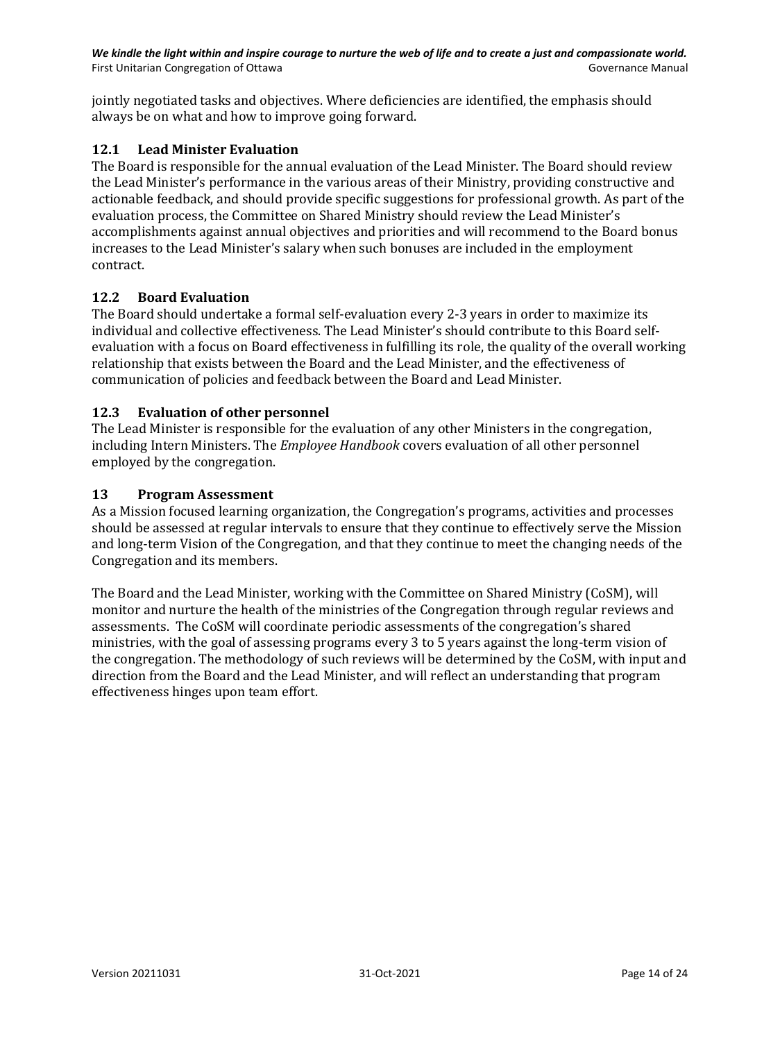jointly negotiated tasks and objectives. Where deficiencies are identified, the emphasis should always be on what and how to improve going forward.

### 12.1 Lead Minister Evaluation

The Board is responsible for the annual evaluation of the Lead Minister. The Board should review the Lead Minister's performance in the various areas of their Ministry, providing constructive and actionable feedback, and should provide specific suggestions for professional growth. As part of the evaluation process, the Committee on Shared Ministry should review the Lead Minister's accomplishments against annual objectives and priorities and will recommend to the Board bonus increases to the Lead Minister's salary when such bonuses are included in the employment contract.

### 12.2 Board Evaluation

The Board should undertake a formal self-evaluation every 2-3 years in order to maximize its individual and collective effectiveness. The Lead Minister's should contribute to this Board self-evaluation with a focus on Board effectiveness in fulfilling its role, the quality of the overall working relationship that exists between the Board and the Lead Minister, and the effectiveness of communication of policies and feedback between the Board and Lead Minister.

### 12.3 Evaluation of other personnel

The Lead Minister is responsible for the evaluation of any other Ministers in the congregation, including Intern Ministers. The *Employee Handbook* covers evaluation of all other personnel employed by the congregation.

## 13 Program Assessment

As a Mission focused learning organization, the Congregation's programs, activities and processes should be assessed at regular intervals to ensure that they continue to effectively serve the Mission and long-term Vision of the Congregation, and that they continue to meet the changing needs of the Congregation and its members.

The Board and the Lead Minister, working with the Committee on Shared Ministry (CoSM), will monitor and nurture the health of the ministries of the Congregation through regular reviews and assessments. The CoSM will coordinate periodic assessments of the congregation's shared ministries, with the goal of assessing programs every 3 to 5 years against the long-term vision of the congregation. The methodology of such reviews will be determined by the CoSM, with input and direction from the Board and the Lead Minister, and will reflect an understanding that program effectiveness hinges upon team effort.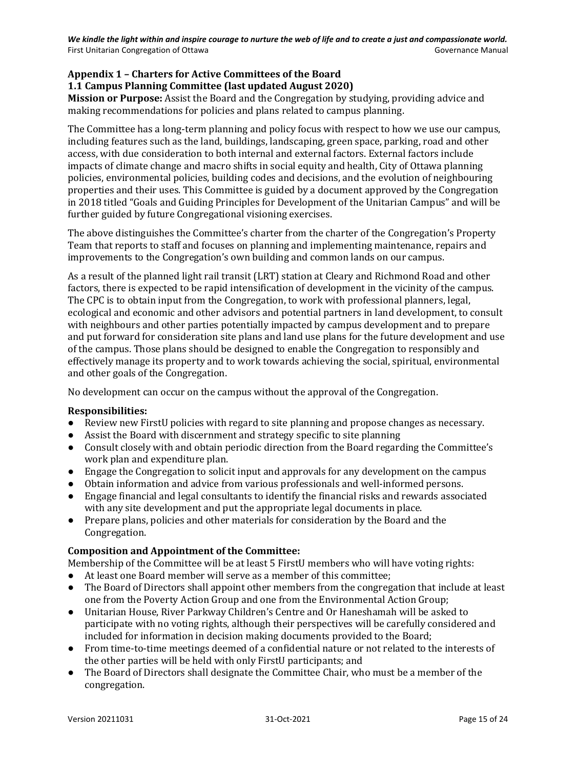## Appendix 1 – Charters for Active Committees of the Board

### 1.1 Campus Planning Committee (last updated August 2020)

**Mission or Purpose:** Assist the Board and the Congregation by studying, providing advice and making recommendations for policies and plans related to campus planning.

The Committee has a long-term planning and policy focus with respect to how we use our campus, including features such as the land, buildings, landscaping, green space, parking, road and other access, with due consideration to both internal and external factors. External factors include impacts of climate change and macro shifts in social equity and health, City of Ottawa planning policies, environmental policies, building codes and decisions, and the evolution of neighbouring properties and their uses. This Committee is guided by a document approved by the Congregation in 2018 titled "Goals and Guiding Principles for Development of the Unitarian Campus" and will be further guided by future Congregational visioning exercises.

The above distinguishes the Committee's charter from the charter of the Congregation's Property Team that reports to staff and focuses on planning and implementing maintenance, repairs and improvements to the Congregation's own building and common lands on our campus.

As a result of the planned light rail transit (LRT) station at Cleary and Richmond Road and other factors, there is expected to be rapid intensification of development in the vicinity of the campus. The CPC is to obtain input from the Congregation, to work with professional planners, legal, ecological and economic and other advisors and potential partners in land development, to consult with neighbours and other parties potentially impacted by campus development and to prepare and put forward for consideration site plans and land use plans for the future development and use of the campus. Those plans should be designed to enable the Congregation to responsibly and effectively manage its property and to work towards achieving the social, spiritual, environmental and other goals of the Congregation.

No development can occur on the campus without the approval of the Congregation.

**Responsibilities:**

- Review new FirstU policies with regard to site planning and propose changes as necessary.
- Assist the Board with discernment and strategy specific to site planning
- Consult closely with and obtain periodic direction from the Board regarding the Committee's work plan and expenditure plan.
- Engage the Congregation to solicit input and approvals for any development on the campus
- Obtain information and advice from various professionals and well-informed persons.
- Engage financial and legal consultants to identify the financial risks and rewards associated with any site development and put the appropriate legal documents in place.
- Prepare plans, policies and other materials for consideration by the Board and the Congregation.

**Composition and Appointment of the Committee:**

Membership of the Committee will be at least 5 FirstU members who will have voting rights:

- At least one Board member will serve as a member of this committee;
- The Board of Directors shall appoint other members from the congregation that include at least one from the Poverty Action Group and one from the Environmental Action Group;
- Unitarian House, River Parkway Children's Centre and Or Haneshamah will be asked to participate with no voting rights, although their perspectives will be carefully considered and included for information in decision making documents provided to the Board;
- From time-to-time meetings deemed of a confidential nature or not related to the interests of the other parties will be held with only FirstU participants; and
- The Board of Directors shall designate the Committee Chair, who must be a member of the congregation.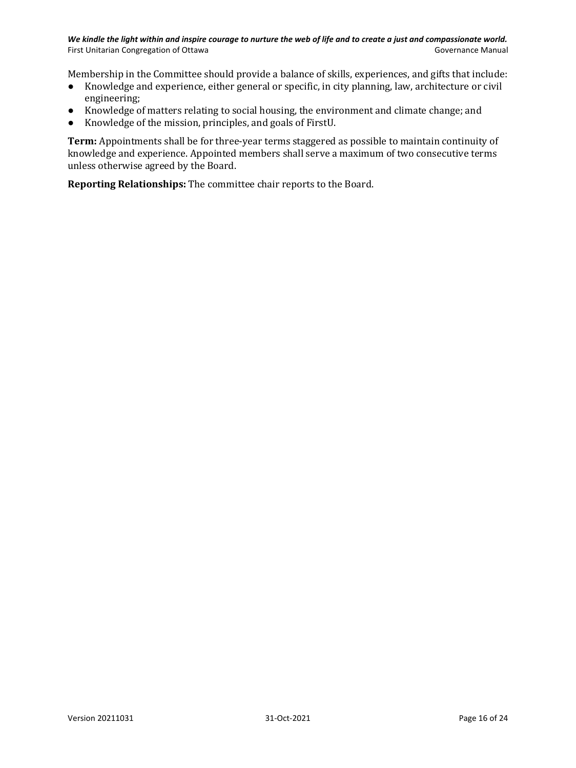Membership in the Committee should provide a balance of skills, experiences, and gifts that include:

- Knowledge and experience, either general or specific, in city planning, law, architecture or civil engineering;
- Knowledge of matters relating to social housing, the environment and climate change; and
- Knowledge of the mission, principles, and goals of FirstU.

**Term:** Appointments shall be for three-year terms staggered as possible to maintain continuity of knowledge and experience. Appointed members shall serve a maximum of two consecutive terms unless otherwise agreed by the Board.

**Reporting Relationships:** The committee chair reports to the Board.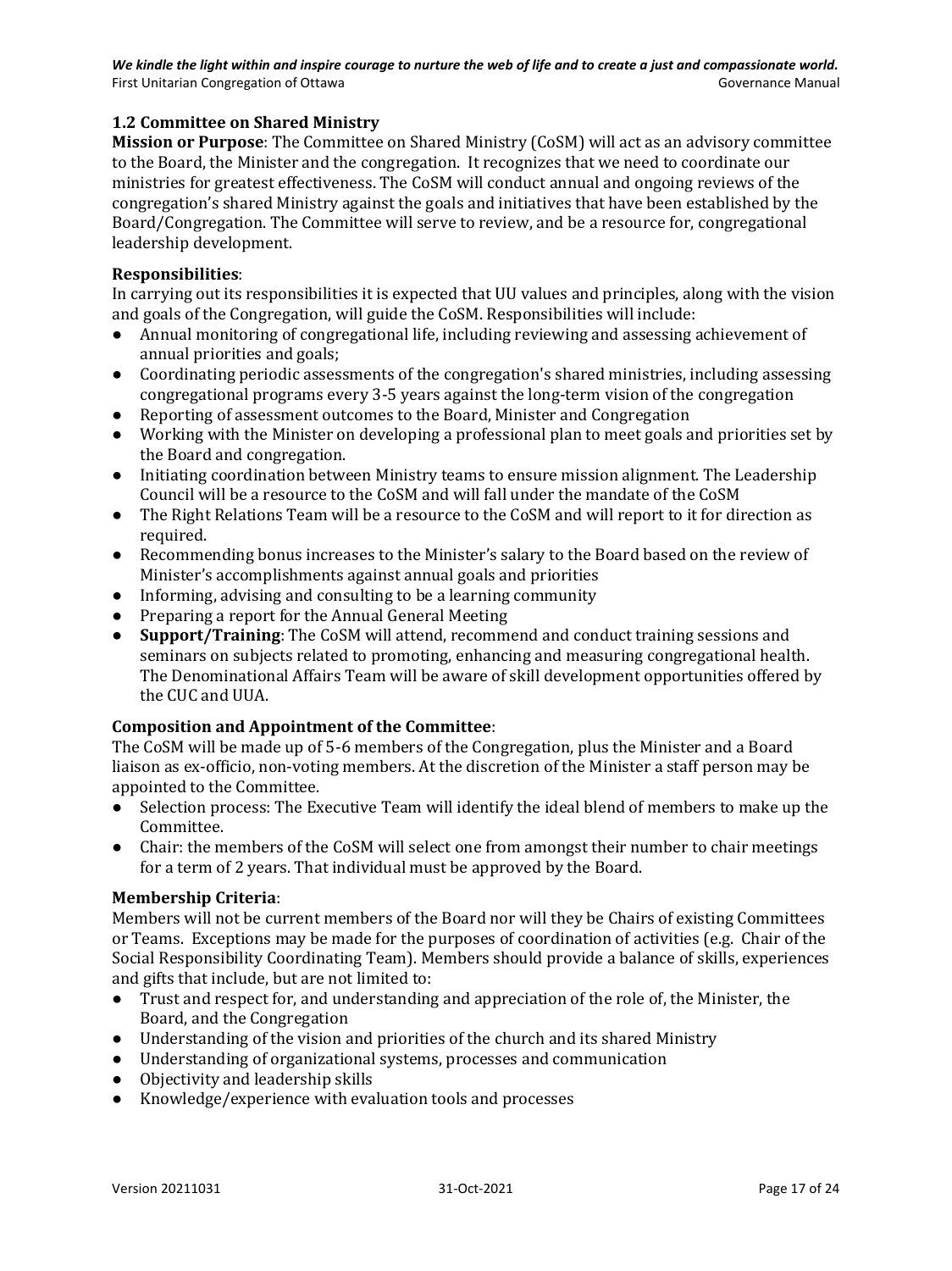### 1.2 Committee on Shared Ministry

**Mission or Purpose**: The Committee on Shared Ministry (CoSM) will act as an advisory committee to the Board, the Minister and the congregation. It recognizes that we need to coordinate our ministries for greatest effectiveness. The CoSM will conduct annual and ongoing reviews of the congregation's shared Ministry against the goals and initiatives that have been established by the Board/Congregation. The Committee will serve to review, and be a resource for, congregational leadership development.

**Responsibilities**:

In carrying out its responsibilities it is expected that UU values and principles, along with the vision and goals of the Congregation, will guide the CoSM. Responsibilities will include:

- Annual monitoring of congregational life, including reviewing and assessing achievement of annual priorities and goals;
- Coordinating periodic assessments of the congregation's shared ministries, including assessing congregational programs every 3-5 years against the long-term vision of the congregation
- Reporting of assessment outcomes to the Board, Minister and Congregation
- Working with the Minister on developing a professional plan to meet goals and priorities set by the Board and congregation.
- Initiating coordination between Ministry teams to ensure mission alignment. The Leadership Council will be a resource to the CoSM and will fall under the mandate of the CoSM
- The Right Relations Team will be a resource to the CoSM and will report to it for direction as required.
- Recommending bonus increases to the Minister's salary to the Board based on the review of Minister's accomplishments against annual goals and priorities
- Informing, advising and consulting to be a learning community
- Preparing a report for the Annual General Meeting
- **Support/Training**: The CoSM will attend, recommend and conduct training sessions and seminars on subjects related to promoting, enhancing and measuring congregational health. The Denominational Affairs Team will be aware of skill development opportunities offered by the CUC and UUA.

**Composition and Appointment of the Committee**:

The CoSM will be made up of 5-6 members of the Congregation, plus the Minister and a Board liaison as ex-officio, non-voting members. At the discretion of the Minister a staff person may be appointed to the Committee.

- Selection process: The Executive Team will identify the ideal blend of members to make up the Committee.
- Chair: the members of the CoSM will select one from amongst their number to chair meetings for a term of 2 years. That individual must be approved by the Board.

**Membership Criteria**:

Members will not be current members of the Board nor will they be Chairs of existing Committees or Teams. Exceptions may be made for the purposes of coordination of activities (e.g. Chair of the Social Responsibility Coordinating Team). Members should provide a balance of skills, experiences and gifts that include, but are not limited to:

- Trust and respect for, and understanding and appreciation of the role of, the Minister, the Board, and the Congregation
- Understanding of the vision and priorities of the church and its shared Ministry
- Understanding of organizational systems, processes and communication
- Objectivity and leadership skills
- Knowledge/experience with evaluation tools and processes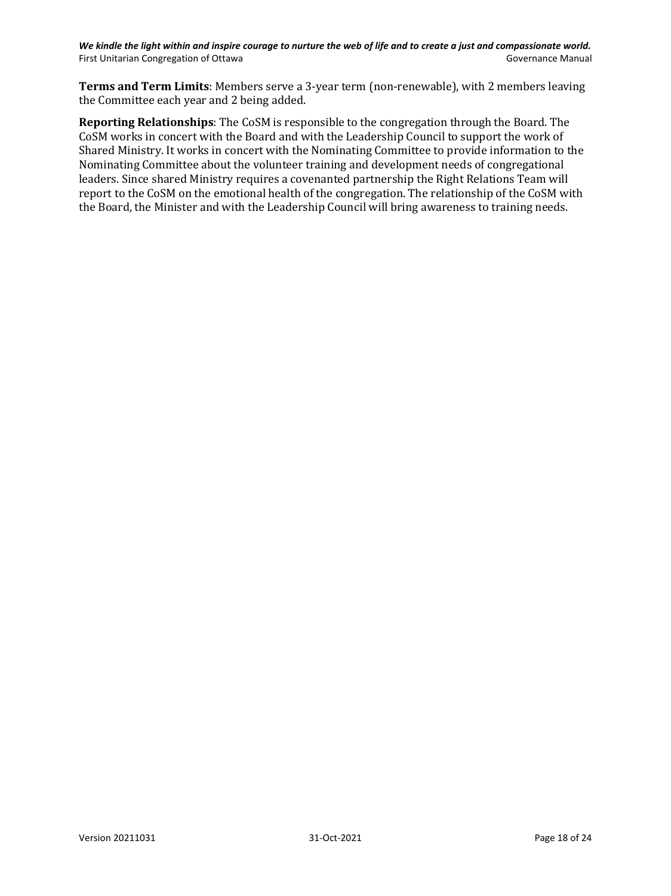**Terms and Term Limits**: Members serve a 3-year term (non-renewable), with 2 members leaving the Committee each year and 2 being added.

**Reporting Relationships**: The CoSM is responsible to the congregation through the Board. The CoSM works in concert with the Board and with the Leadership Council to support the work of Shared Ministry. It works in concert with the Nominating Committee to provide information to the Nominating Committee about the volunteer training and development needs of congregational leaders. Since shared Ministry requires a covenanted partnership the Right Relations Team will report to the CoSM on the emotional health of the congregation. The relationship of the CoSM with the Board, the Minister and with the Leadership Council will bring awareness to training needs.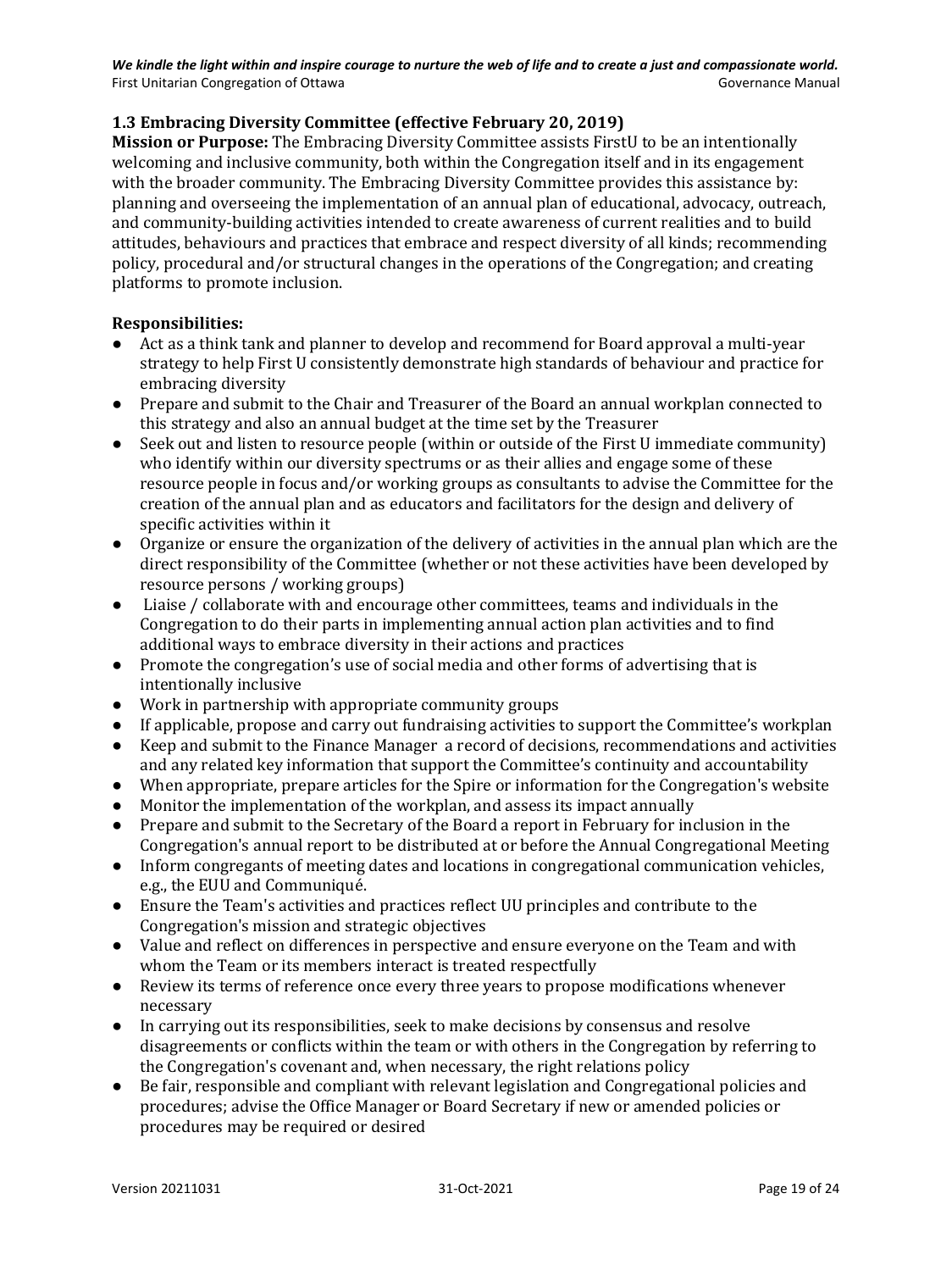### 1.3 Embracing Diversity Committee (effective February 20, 2019)

**Mission or Purpose:** The Embracing Diversity Committee assists FirstU to be an intentionally welcoming and inclusive community, both within the Congregation itself and in its engagement with the broader community. The Embracing Diversity Committee provides this assistance by: planning and overseeing the implementation of an annual plan of educational, advocacy, outreach, and community-building activities intended to create awareness of current realities and to build attitudes, behaviours and practices that embrace and respect diversity of all kinds; recommending policy, procedural and/or structural changes in the operations of the Congregation; and creating platforms to promote inclusion.

**Responsibilities:**

- Act as a think tank and planner to develop and recommend for Board approval a multi-year strategy to help First U consistently demonstrate high standards of behaviour and practice for embracing diversity
- Prepare and submit to the Chair and Treasurer of the Board an annual workplan connected to this strategy and also an annual budget at the time set by the Treasurer
- Seek out and listen to resource people (within or outside of the First U immediate community) who identify within our diversity spectrums or as their allies and engage some of these resource people in focus and/or working groups as consultants to advise the Committee for the creation of the annual plan and as educators and facilitators for the design and delivery of specific activities within it
- Organize or ensure the organization of the delivery of activities in the annual plan which are the direct responsibility of the Committee (whether or not these activities have been developed by resource persons / working groups)
- Liaise / collaborate with and encourage other committees, teams and individuals in the Congregation to do their parts in implementing annual action plan activities and to find additional ways to embrace diversity in their actions and practices
- Promote the congregation's use of social media and other forms of advertising that is intentionally inclusive
- Work in partnership with appropriate community groups
- If applicable, propose and carry out fundraising activities to support the Committee's workplan
- Keep and submit to the Finance Manager a record of decisions, recommendations and activities and any related key information that support the Committee's continuity and accountability
- When appropriate, prepare articles for the Spire or information for the Congregation's website
- Monitor the implementation of the workplan, and assess its impact annually
- Prepare and submit to the Secretary of the Board a report in February for inclusion in the Congregation's annual report to be distributed at or before the Annual Congregational Meeting
- Inform congregants of meeting dates and locations in congregational communication vehicles, e.g., the EUU and Communiqué.
- Ensure the Team's activities and practices reflect UU principles and contribute to the Congregation's mission and strategic objectives
- Value and reflect on differences in perspective and ensure everyone on the Team and with whom the Team or its members interact is treated respectfully
- Review its terms of reference once every three years to propose modifications whenever necessary
- In carrying out its responsibilities, seek to make decisions by consensus and resolve disagreements or conflicts within the team or with others in the Congregation by referring to the Congregation's covenant and, when necessary, the right relations policy
- Be fair, responsible and compliant with relevant legislation and Congregational policies and procedures; advise the Office Manager or Board Secretary if new or amended policies or procedures may be required or desired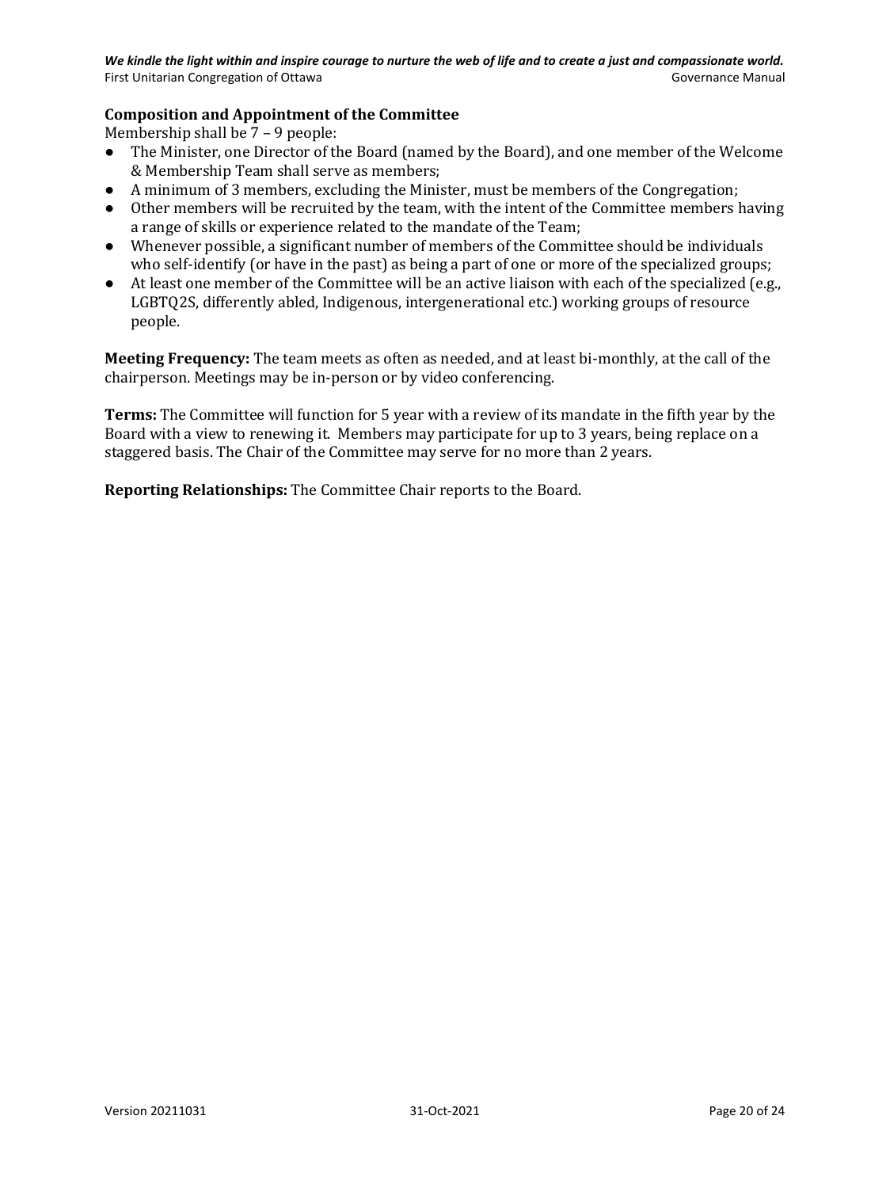**Composition and Appointment of the Committee**

Membership shall be 7 – 9 people:

- The Minister, one Director of the Board (named by the Board), and one member of the Welcome & Membership Team shall serve as members;
- A minimum of 3 members, excluding the Minister, must be members of the Congregation;
- Other members will be recruited by the team, with the intent of the Committee members having a range of skills or experience related to the mandate of the Team;
- Whenever possible, a significant number of members of the Committee should be individuals who self-identify (or have in the past) as being a part of one or more of the specialized groups;
- At least one member of the Committee will be an active liaison with each of the specialized (e.g., LGBTQ2S, differently abled, Indigenous, intergenerational etc.) working groups of resource people.

**Meeting Frequency:** The team meets as often as needed, and at least bi-monthly, at the call of the chairperson. Meetings may be in-person or by video conferencing.

**Terms:** The Committee will function for 5 year with a review of its mandate in the fifth year by the Board with a view to renewing it. Members may participate for up to 3 years, being replace on a staggered basis. The Chair of the Committee may serve for no more than 2 years.

**Reporting Relationships:** The Committee Chair reports to the Board.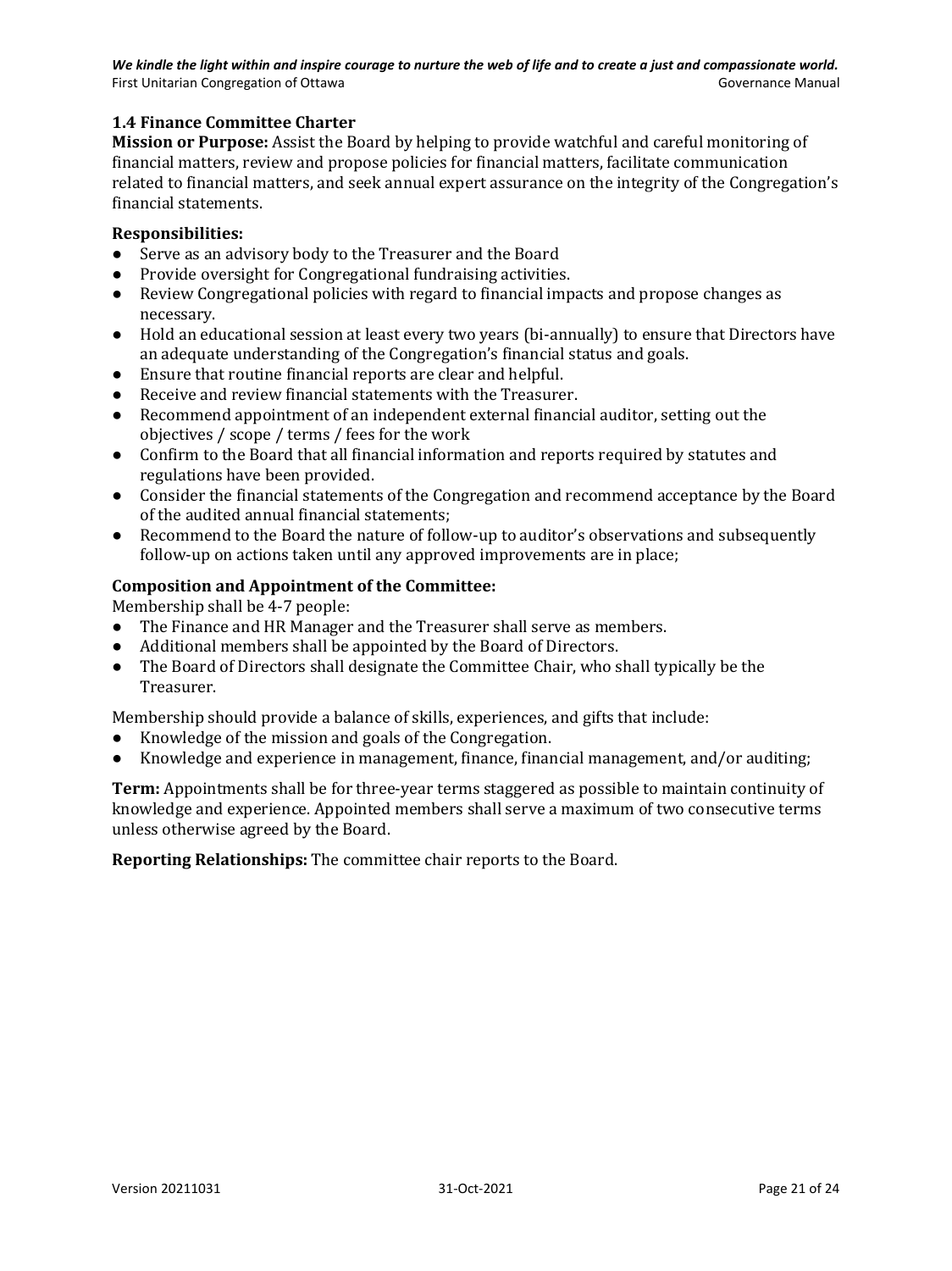### 1.4 Finance Committee Charter

**Mission or Purpose:** Assist the Board by helping to provide watchful and careful monitoring of financial matters, review and propose policies for financial matters, facilitate communication related to financial matters, and seek annual expert assurance on the integrity of the Congregation's financial statements.

**Responsibilities:**

- Serve as an advisory body to the Treasurer and the Board
- Provide oversight for Congregational fundraising activities.
- Review Congregational policies with regard to financial impacts and propose changes as necessary.
- Hold an educational session at least every two years (bi-annually) to ensure that Directors have an adequate understanding of the Congregation's financial status and goals.
- Ensure that routine financial reports are clear and helpful.
- Receive and review financial statements with the Treasurer.
- Recommend appointment of an independent external financial auditor, setting out the objectives / scope / terms / fees for the work
- Confirm to the Board that all financial information and reports required by statutes and regulations have been provided.
- Consider the financial statements of the Congregation and recommend acceptance by the Board of the audited annual financial statements;
- Recommend to the Board the nature of follow-up to auditor's observations and subsequently follow-up on actions taken until any approved improvements are in place;

**Composition and Appointment of the Committee:**

Membership shall be 4-7 people:

- The Finance and HR Manager and the Treasurer shall serve as members.
- Additional members shall be appointed by the Board of Directors.
- The Board of Directors shall designate the Committee Chair, who shall typically be the Treasurer.

Membership should provide a balance of skills, experiences, and gifts that include:

- Knowledge of the mission and goals of the Congregation.
- Knowledge and experience in management, finance, financial management, and/or auditing;

**Term:** Appointments shall be for three-year terms staggered as possible to maintain continuity of knowledge and experience. Appointed members shall serve a maximum of two consecutive terms unless otherwise agreed by the Board.

**Reporting Relationships:** The committee chair reports to the Board.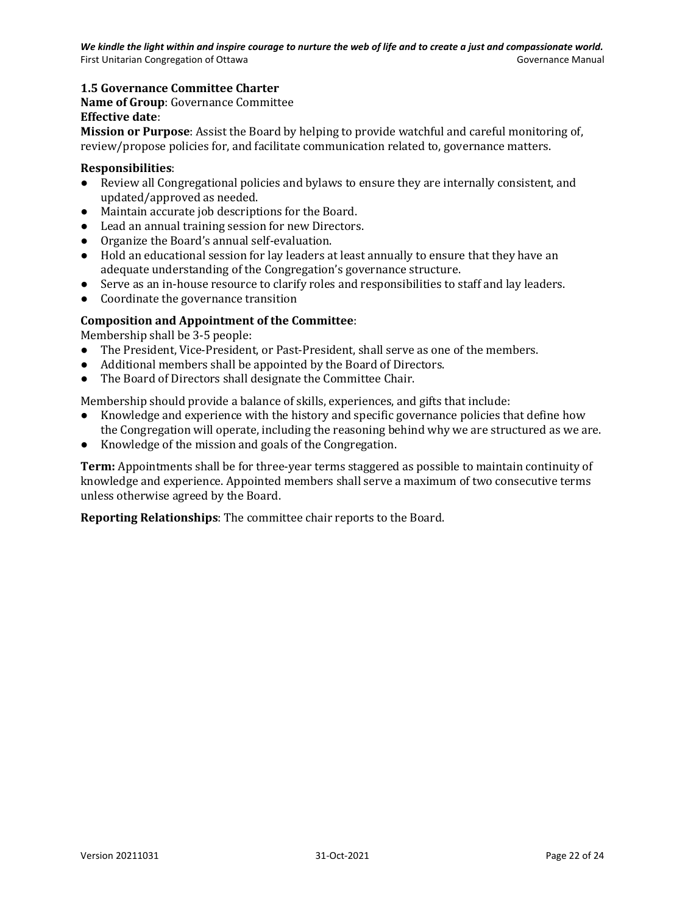### 1.5 Governance Committee Charter

**Name of Group**: Governance Committee

**Effective date**:

**Mission or Purpose**: Assist the Board by helping to provide watchful and careful monitoring of, review/propose policies for, and facilitate communication related to, governance matters.

**Responsibilities**:

- Review all Congregational policies and bylaws to ensure they are internally consistent, and updated/approved as needed.
- Maintain accurate job descriptions for the Board.
- Lead an annual training session for new Directors.
- Organize the Board's annual self-evaluation.
- Hold an educational session for lay leaders at least annually to ensure that they have an adequate understanding of the Congregation's governance structure.
- Serve as an in-house resource to clarify roles and responsibilities to staff and lay leaders.
- Coordinate the governance transition

**Composition and Appointment of the Committee**:

Membership shall be 3-5 people:

- The President, Vice-President, or Past-President, shall serve as one of the members.
- Additional members shall be appointed by the Board of Directors.
- The Board of Directors shall designate the Committee Chair.

Membership should provide a balance of skills, experiences, and gifts that include:

- Knowledge and experience with the history and specific governance policies that define how the Congregation will operate, including the reasoning behind why we are structured as we are.
- Knowledge of the mission and goals of the Congregation.

**Term:** Appointments shall be for three-year terms staggered as possible to maintain continuity of knowledge and experience. Appointed members shall serve a maximum of two consecutive terms unless otherwise agreed by the Board.

**Reporting Relationships**: The committee chair reports to the Board.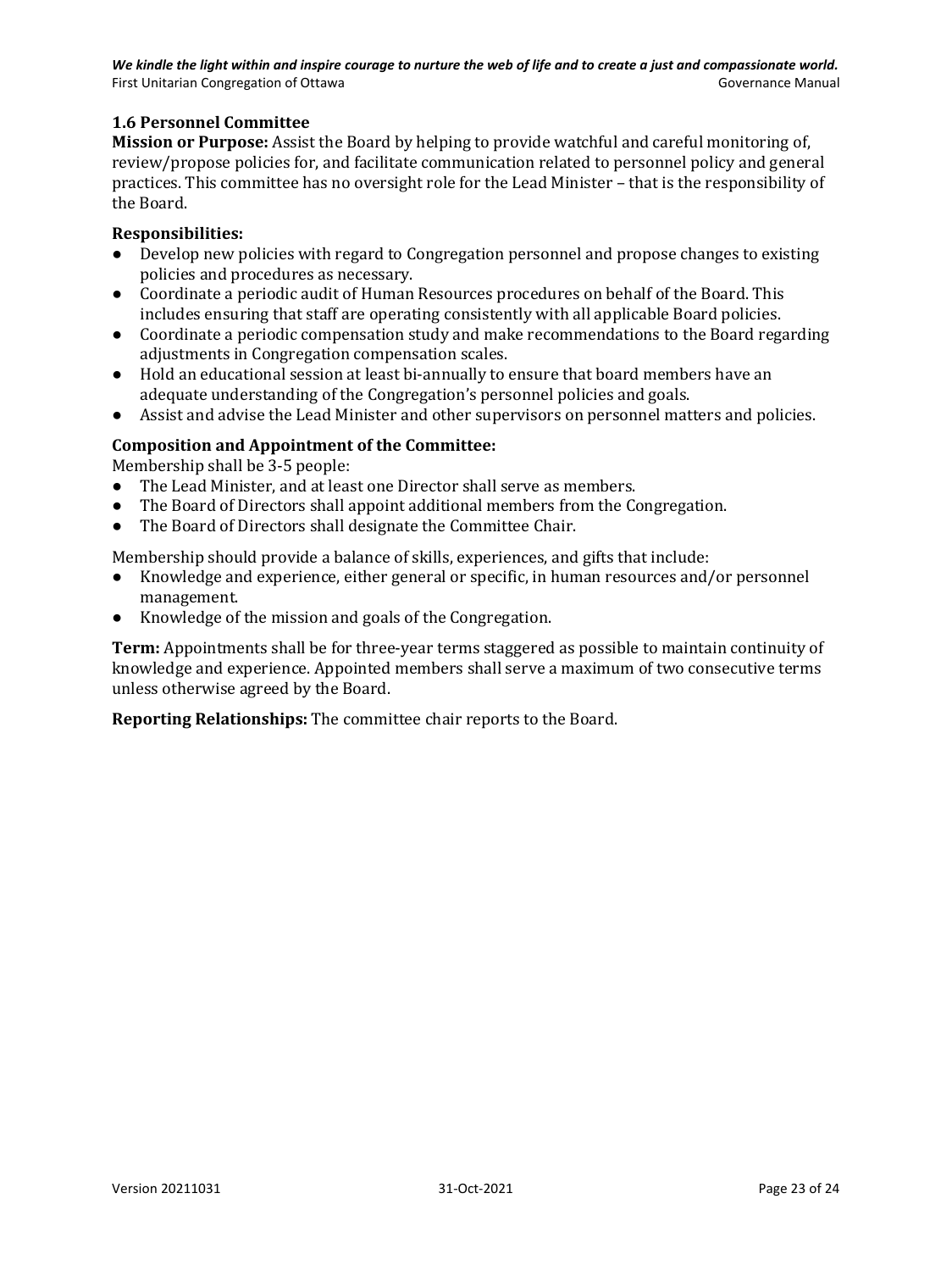### 1.6 Personnel Committee

**Mission or Purpose:** Assist the Board by helping to provide watchful and careful monitoring of, review/propose policies for, and facilitate communication related to personnel policy and general practices. This committee has no oversight role for the Lead Minister – that is the responsibility of the Board.

**Responsibilities:**

- Develop new policies with regard to Congregation personnel and propose changes to existing policies and procedures as necessary.
- Coordinate a periodic audit of Human Resources procedures on behalf of the Board. This includes ensuring that staff are operating consistently with all applicable Board policies.
- Coordinate a periodic compensation study and make recommendations to the Board regarding adjustments in Congregation compensation scales.
- Hold an educational session at least bi-annually to ensure that board members have an adequate understanding of the Congregation's personnel policies and goals.
- Assist and advise the Lead Minister and other supervisors on personnel matters and policies.

**Composition and Appointment of the Committee:**

Membership shall be 3-5 people:

- The Lead Minister, and at least one Director shall serve as members.
- The Board of Directors shall appoint additional members from the Congregation.
- The Board of Directors shall designate the Committee Chair.

Membership should provide a balance of skills, experiences, and gifts that include:

- Knowledge and experience, either general or specific, in human resources and/or personnel management.
- Knowledge of the mission and goals of the Congregation.

**Term:** Appointments shall be for three-year terms staggered as possible to maintain continuity of knowledge and experience. Appointed members shall serve a maximum of two consecutive terms unless otherwise agreed by the Board.

**Reporting Relationships:** The committee chair reports to the Board.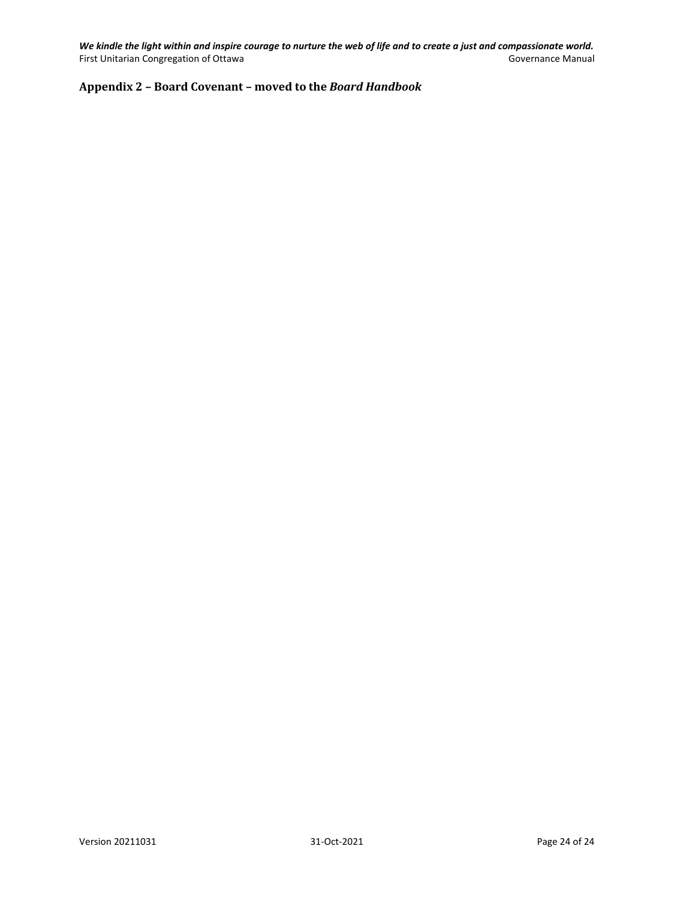## Appendix 2 – Board Covenant – moved to the *Board Handbook*